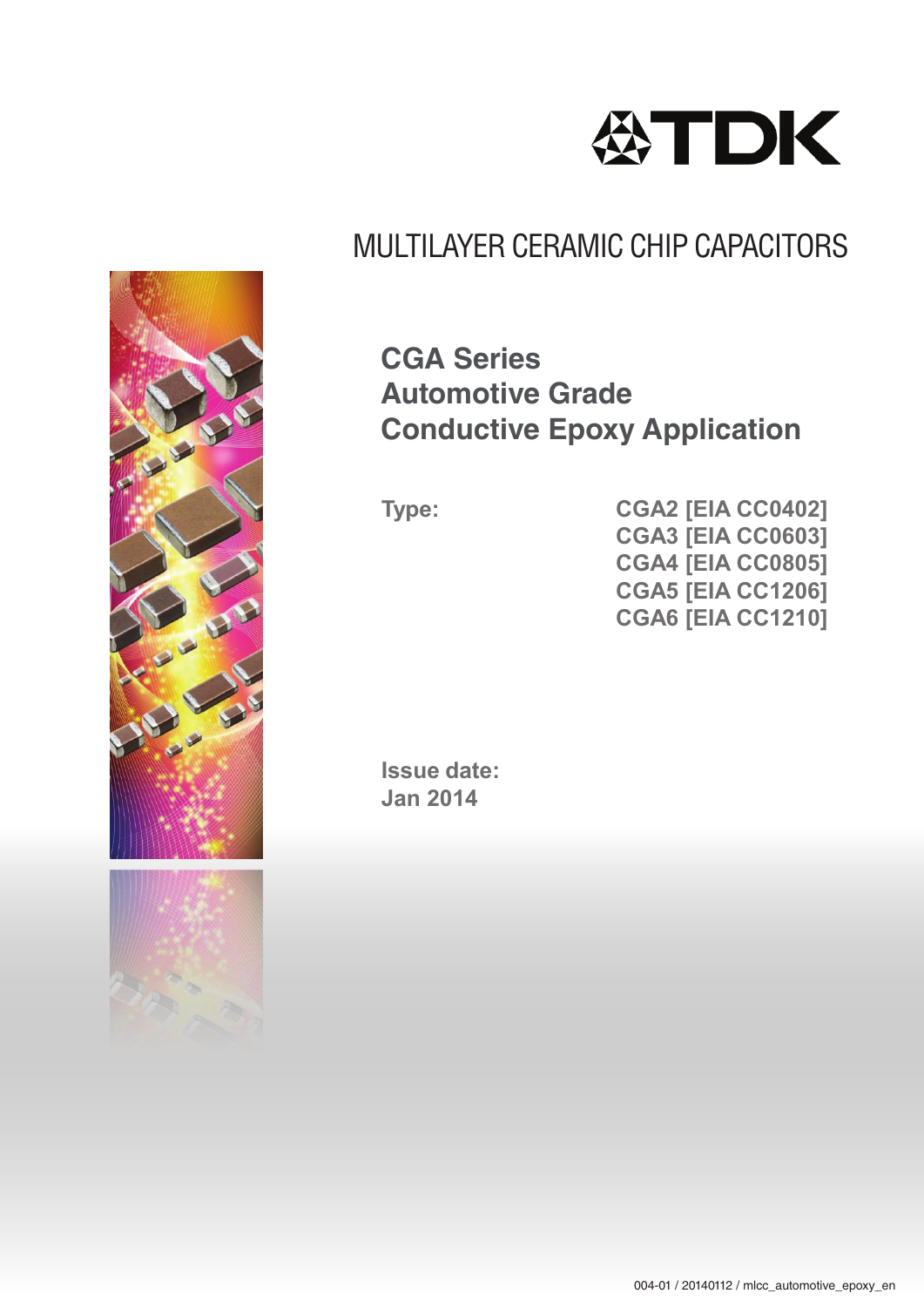TDK

# MULTILAYER CERAMIC CHIP CAPACITORS

## CGA Series
## Automotive Grade
## Conductive Epoxy Application

**Type:**

**CGA2 [EIA CC0402]**
**CGA3 [EIA CC0603]**
**CGA4 [EIA CC0805]**
**CGA5 [EIA CC1206]**
**CGA6 [EIA CC1210]**

**Issue date:**
**Jan 2014**

004-01 / 20140112 / mlcc_automotive_epoxy_en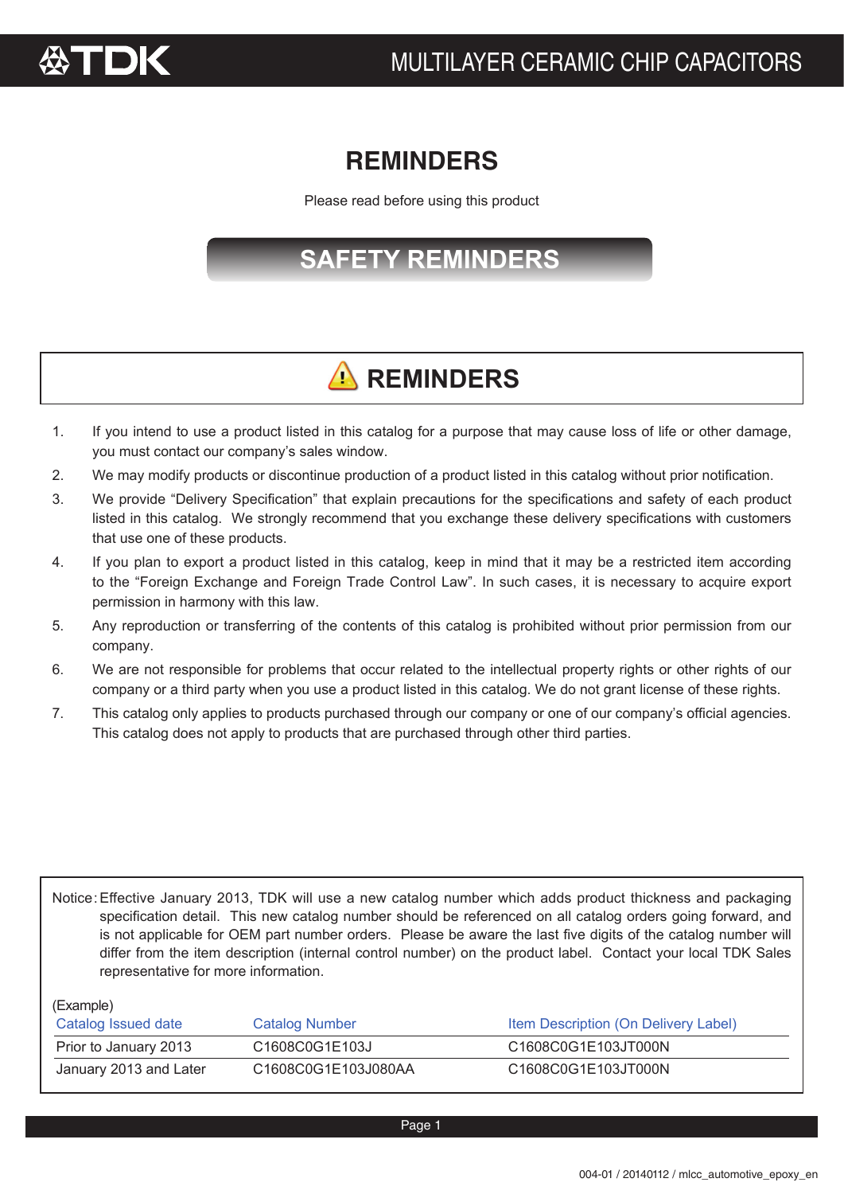# REMINDERS

Please read before using this product

## SAFETY REMINDERS

## ⚠ REMINDERS

1. If you intend to use a product listed in this catalog for a purpose that may cause loss of life or other damage, you must contact our company's sales window.
2. We may modify products or discontinue production of a product listed in this catalog without prior notification.
3. We provide "Delivery Specification" that explain precautions for the specifications and safety of each product listed in this catalog. We strongly recommend that you exchange these delivery specifications with customers that use one of these products.
4. If you plan to export a product listed in this catalog, keep in mind that it may be a restricted item according to the "Foreign Exchange and Foreign Trade Control Law". In such cases, it is necessary to acquire export permission in harmony with this law.
5. Any reproduction or transferring of the contents of this catalog is prohibited without prior permission from our company.
6. We are not responsible for problems that occur related to the intellectual property rights or other rights of our company or a third party when you use a product listed in this catalog. We do not grant license of these rights.
7. This catalog only applies to products purchased through our company or one of our company's official agencies. This catalog does not apply to products that are purchased through other third parties.

Notice: Effective January 2013, TDK will use a new catalog number which adds product thickness and packaging specification detail. This new catalog number should be referenced on all catalog orders going forward, and is not applicable for OEM part number orders. Please be aware the last five digits of the catalog number will differ from the item description (internal control number) on the product label. Contact your local TDK Sales representative for more information.

(Example)

| Catalog Issued date | Catalog Number | Item Description (On Delivery Label) |
|---|---|---|
| Prior to January 2013 | C1608C0G1E103J | C1608C0G1E103JT000N |
| January 2013 and Later | C1608C0G1E103J080AA | C1608C0G1E103JT000N |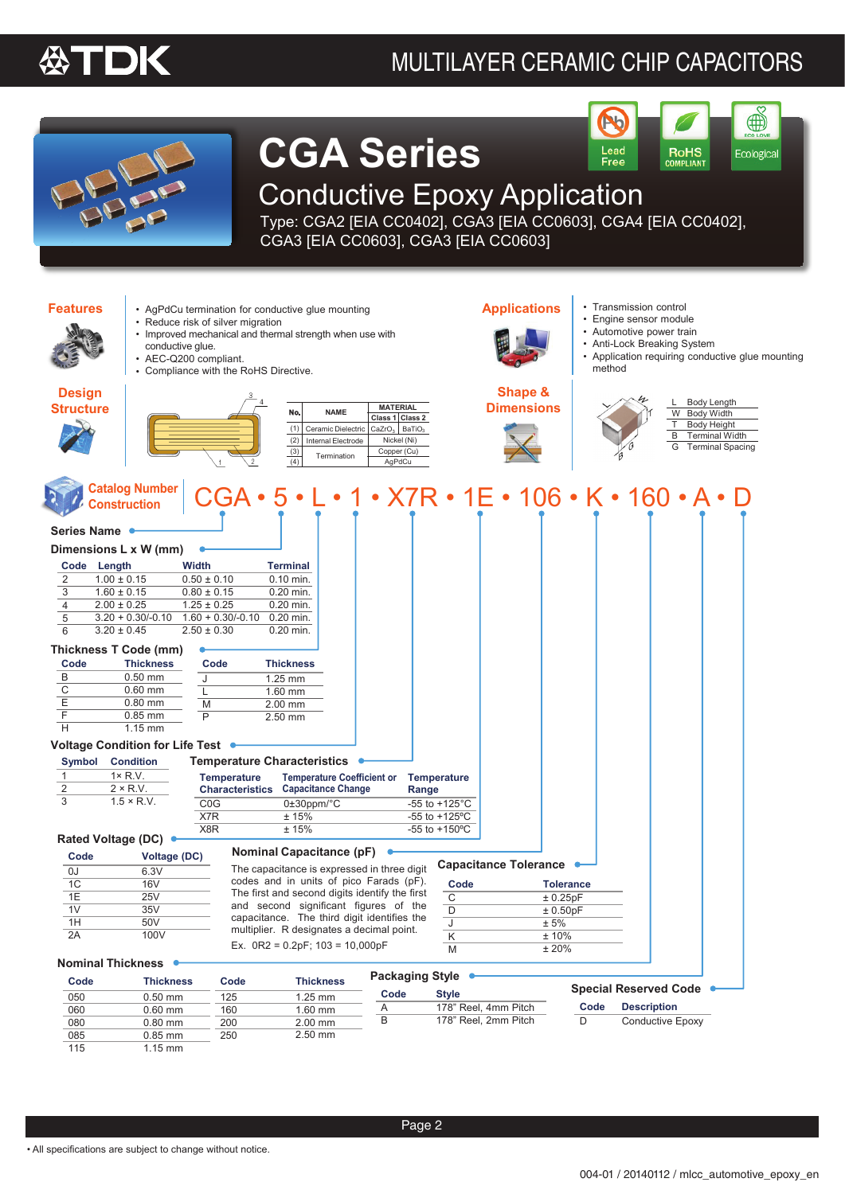# MULTILAYER CERAMIC CHIP CAPACITORS

# CGA Series

## Conductive Epoxy Application

Type: CGA2 [EIA CC0402], CGA3 [EIA CC0603], CGA4 [EIA CC0402], CGA3 [EIA CC0603], CGA3 [EIA CC0603]

Lead Free | RoHS COMPLIANT | Ecological

## Features

- AgPdCu termination for conductive glue mounting
- Reduce risk of silver migration
- Improved mechanical and thermal strength when use with conductive glue.
- AEC-Q200 compliant.
- Compliance with the RoHS Directive.

## Applications

- Transmission control
- Engine sensor module
- Automotive power train
- Anti-Lock Breaking System
- Application requiring conductive glue mounting method

## Design Structure

| No. | NAME | MATERIAL Class 1 | MATERIAL Class 2 |
|---|---|---|---|
| (1) | Ceramic Dielectric | $CaZrO_3$ | $BaTiO_3$ |
| (2) | Internal Electrode | Nickel (Ni) | |
| (3) | Termination | Copper (Cu) | |
| (4) | | AgPdCu | |

## Shape & Dimensions

| | |
|---|---|
| L | Body Length |
| W | Body Width |
| T | Body Height |
| B | Terminal Width |
| G | Terminal Spacing |

## Catalog Number Construction

CGA • 5 • L • 1 • X7R • 1E • 106 • K • 160 • A • D

### Series Name

### Dimensions L x W (mm)

| Code | Length | Width | Terminal |
|---|---|---|---|
| 2 | 1.00 ± 0.15 | 0.50 ± 0.10 | 0.10 min. |
| 3 | 1.60 ± 0.15 | 0.80 ± 0.15 | 0.20 min. |
| 4 | 2.00 ± 0.25 | 1.25 ± 0.25 | 0.20 min. |
| 5 | 3.20 + 0.30/-0.10 | 1.60 + 0.30/-0.10 | 0.20 min. |
| 6 | 3.20 ± 0.45 | 2.50 ± 0.30 | 0.20 min. |

### Thickness T Code (mm)

| Code | Thickness | Code | Thickness |
|---|---|---|---|
| B | 0.50 mm | J | 1.25 mm |
| C | 0.60 mm | L | 1.60 mm |
| E | 0.80 mm | M | 2.00 mm |
| F | 0.85 mm | P | 2.50 mm |
| H | 1.15 mm | | |

### Voltage Condition for Life Test

| Symbol | Condition |
|---|---|
| 1 | 1× R.V. |
| 2 | 2 × R.V. |
| 3 | 1.5 × R.V. |

### Temperature Characteristics

| Temperature Characteristics | Temperature Coefficient or Capacitance Change | Temperature Range |
|---|---|---|
| C0G | 0±30ppm/°C | -55 to +125°C |
| X7R | ± 15% | -55 to +125ºC |
| X8R | ± 15% | -55 to +150ºC |

### Rated Voltage (DC)

| Code | Voltage (DC) |
|---|---|
| 0J | 6.3V |
| 1C | 16V |
| 1E | 25V |
| 1V | 35V |
| 1H | 50V |
| 2A | 100V |

### Nominal Capacitance (pF)

The capacitance is expressed in three digit codes and in units of pico Farads (pF). The first and second digits identify the first and second significant figures of the capacitance. The third digit identifies the multiplier. R designates a decimal point.

Ex. 0R2 = 0.2pF; 103 = 10,000pF

### Capacitance Tolerance

| Code | Tolerance |
|---|---|
| C | ± 0.25pF |
| D | ± 0.50pF |
| J | ± 5% |
| K | ± 10% |
| M | ± 20% |

### Nominal Thickness

| Code | Thickness | Code | Thickness |
|---|---|---|---|
| 050 | 0.50 mm | 125 | 1.25 mm |
| 060 | 0.60 mm | 160 | 1.60 mm |
| 080 | 0.80 mm | 200 | 2.00 mm |
| 085 | 0.85 mm | 250 | 2.50 mm |
| 115 | 1.15 mm | | |

### Packaging Style

| Code | Style |
|---|---|
| A | 178" Reel, 4mm Pitch |
| B | 178" Reel, 2mm Pitch |

### Special Reserved Code

| Code | Description |
|---|---|
| D | Conductive Epoxy |

• All specifications are subject to change without notice.

004-01 / 20140112 / mlcc_automotive_epoxy_en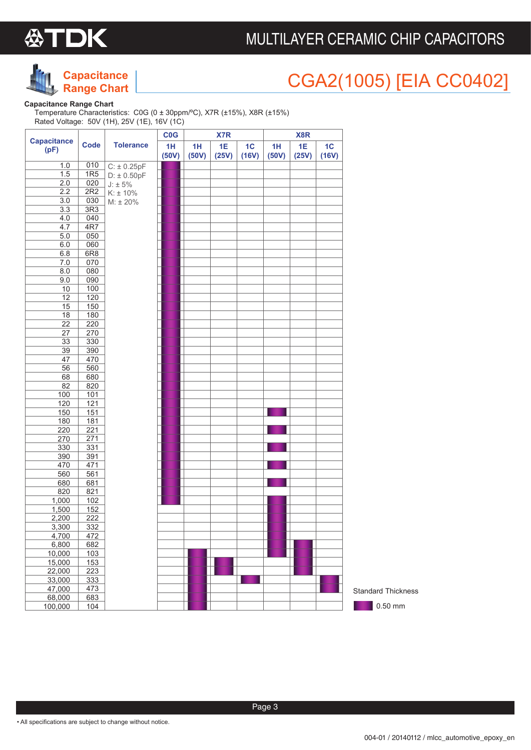# MULTILAYER CERAMIC CHIP CAPACITORS

## Capacitance Range Chart

## CGA2(1005) [EIA CC0402]

**Capacitance Range Chart**

Temperature Characteristics: C0G (0 ± 30ppm/ºC), X7R (±15%), X8R (±15%)
Rated Voltage: 50V (1H), 25V (1E), 16V (1C)

| Capacitance (pF) | Code | Tolerance | C0G | X7R | | | X8R | | |
|---|---|---|---|---|---|---|---|---|---|
| | | | 1H (50V) | 1H (50V) | 1E (25V) | 1C (16V) | 1H (50V) | 1E (25V) | 1C (16V) |
| 1.0 | 010 | C: ± 0.25pF | ■ | | | | | | |
| 1.5 | 1R5 | D: ± 0.50pF | ■ | | | | | | |
| 2.0 | 020 | J: ± 5% | ■ | | | | | | |
| 2.2 | 2R2 | K: ± 10% | ■ | | | | | | |
| 3.0 | 030 | M: ± 20% | ■ | | | | | | |
| 3.3 | 3R3 | | ■ | | | | | | |
| 4.0 | 040 | | ■ | | | | | | |
| 4.7 | 4R7 | | ■ | | | | | | |
| 5.0 | 050 | | ■ | | | | | | |
| 6.0 | 060 | | ■ | | | | | | |
| 6.8 | 6R8 | | ■ | | | | | | |
| 7.0 | 070 | | ■ | | | | | | |
| 8.0 | 080 | | ■ | | | | | | |
| 9.0 | 090 | | ■ | | | | | | |
| 10 | 100 | | ■ | | | | | | |
| 12 | 120 | | ■ | | | | | | |
| 15 | 150 | | ■ | | | | | | |
| 18 | 180 | | ■ | | | | | | |
| 22 | 220 | | ■ | | | | | | |
| 27 | 270 | | ■ | | | | | | |
| 33 | 330 | | ■ | | | | | | |
| 39 | 390 | | ■ | | | | | | |
| 47 | 470 | | ■ | | | | | | |
| 56 | 560 | | ■ | | | | | | |
| 68 | 680 | | ■ | | | | | | |
| 82 | 820 | | ■ | | | | | | |
| 100 | 101 | | ■ | | | | | | |
| 120 | 121 | | ■ | | | | | | |
| 150 | 151 | | ■ | | | | ■ | | |
| 180 | 181 | | ■ | | | | | | |
| 220 | 221 | | ■ | | | | ■ | | |
| 270 | 271 | | ■ | | | | | | |
| 330 | 331 | | ■ | | | | ■ | | |
| 390 | 391 | | ■ | | | | | | |
| 470 | 471 | | ■ | | | | ■ | | |
| 560 | 561 | | ■ | | | | | | |
| 680 | 681 | | ■ | | | | ■ | | |
| 820 | 821 | | ■ | | | | | | |
| 1,000 | 102 | | ■ | | | | ■ | | |
| 1,500 | 152 | | | | | | ■ | | |
| 2,200 | 222 | | | | | | ■ | | |
| 3,300 | 332 | | | | | | ■ | | |
| 4,700 | 472 | | | | | | ■ | | |
| 6,800 | 682 | | | | | | ■ | ■ | |
| 10,000 | 103 | | | ■ | | | ■ | ■ | |
| 15,000 | 153 | | | ■ | ■ | | | ■ | |
| 22,000 | 223 | | | ■ | ■ | | | ■ | |
| 33,000 | 333 | | | ■ | | ■ | | | ■ |
| 47,000 | 473 | | | ■ | | | | | ■ |
| 68,000 | 683 | | | ■ | | | | | |
| 100,000 | 104 | | | ■ | | | | | |

Standard Thickness

■ 0.50 mm

• All specifications are subject to change without notice.

004-01 / 20140112 / mlcc_automotive_epoxy_en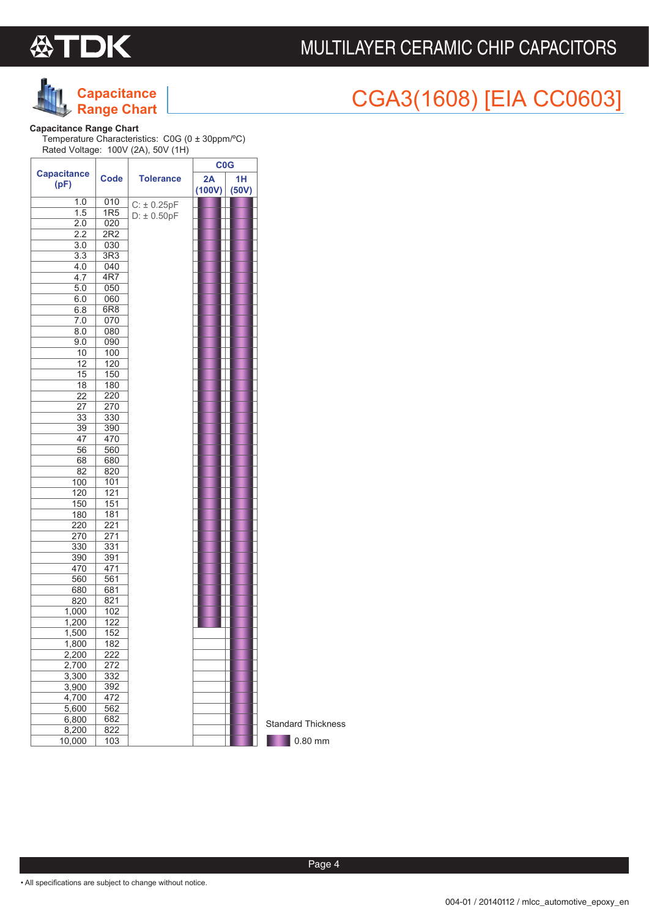# MULTILAYER CERAMIC CHIP CAPACITORS

## Capacitance Range Chart

## CGA3(1608) [EIA CC0603]

**Capacitance Range Chart**

Temperature Characteristics: C0G (0 ± 30ppm/ºC)
Rated Voltage: 100V (2A), 50V (1H)

| Capacitance (pF) | Code | Tolerance | C0G 2A (100V) | C0G 1H (50V) |
|---|---|---|---|---|
| 1.0 | 010 | C: ± 0.25pF<br>D: ± 0.50pF | ■ | ■ |
| 1.5 | 1R5 | | ■ | ■ |
| 2.0 | 020 | | ■ | ■ |
| 2.2 | 2R2 | | ■ | ■ |
| 3.0 | 030 | | ■ | ■ |
| 3.3 | 3R3 | | ■ | ■ |
| 4.0 | 040 | | ■ | ■ |
| 4.7 | 4R7 | | ■ | ■ |
| 5.0 | 050 | | ■ | ■ |
| 6.0 | 060 | | ■ | ■ |
| 6.8 | 6R8 | | ■ | ■ |
| 7.0 | 070 | | ■ | ■ |
| 8.0 | 080 | | ■ | ■ |
| 9.0 | 090 | | ■ | ■ |
| 10 | 100 | | ■ | ■ |
| 12 | 120 | | ■ | ■ |
| 15 | 150 | | ■ | ■ |
| 18 | 180 | | ■ | ■ |
| 22 | 220 | | ■ | ■ |
| 27 | 270 | | ■ | ■ |
| 33 | 330 | | ■ | ■ |
| 39 | 390 | | ■ | ■ |
| 47 | 470 | | ■ | ■ |
| 56 | 560 | | ■ | ■ |
| 68 | 680 | | ■ | ■ |
| 82 | 820 | | ■ | ■ |
| 100 | 101 | | ■ | ■ |
| 120 | 121 | | ■ | ■ |
| 150 | 151 | | ■ | ■ |
| 180 | 181 | | ■ | ■ |
| 220 | 221 | | ■ | ■ |
| 270 | 271 | | ■ | ■ |
| 330 | 331 | | ■ | ■ |
| 390 | 391 | | ■ | ■ |
| 470 | 471 | | ■ | ■ |
| 560 | 561 | | ■ | ■ |
| 680 | 681 | | ■ | ■ |
| 820 | 821 | | ■ | ■ |
| 1,000 | 102 | | ■ | ■ |
| 1,200 | 122 | | ■ | ■ |
| 1,500 | 152 | | | ■ |
| 1,800 | 182 | | | ■ |
| 2,200 | 222 | | | ■ |
| 2,700 | 272 | | | ■ |
| 3,300 | 332 | | | ■ |
| 3,900 | 392 | | | ■ |
| 4,700 | 472 | | | ■ |
| 5,600 | 562 | | | ■ |
| 6,800 | 682 | | | ■ |
| 8,200 | 822 | | | ■ |
| 10,000 | 103 | | | ■ |

Standard Thickness

■ 0.80 mm

• All specifications are subject to change without notice.

004-01 / 20140112 / mlcc_automotive_epoxy_en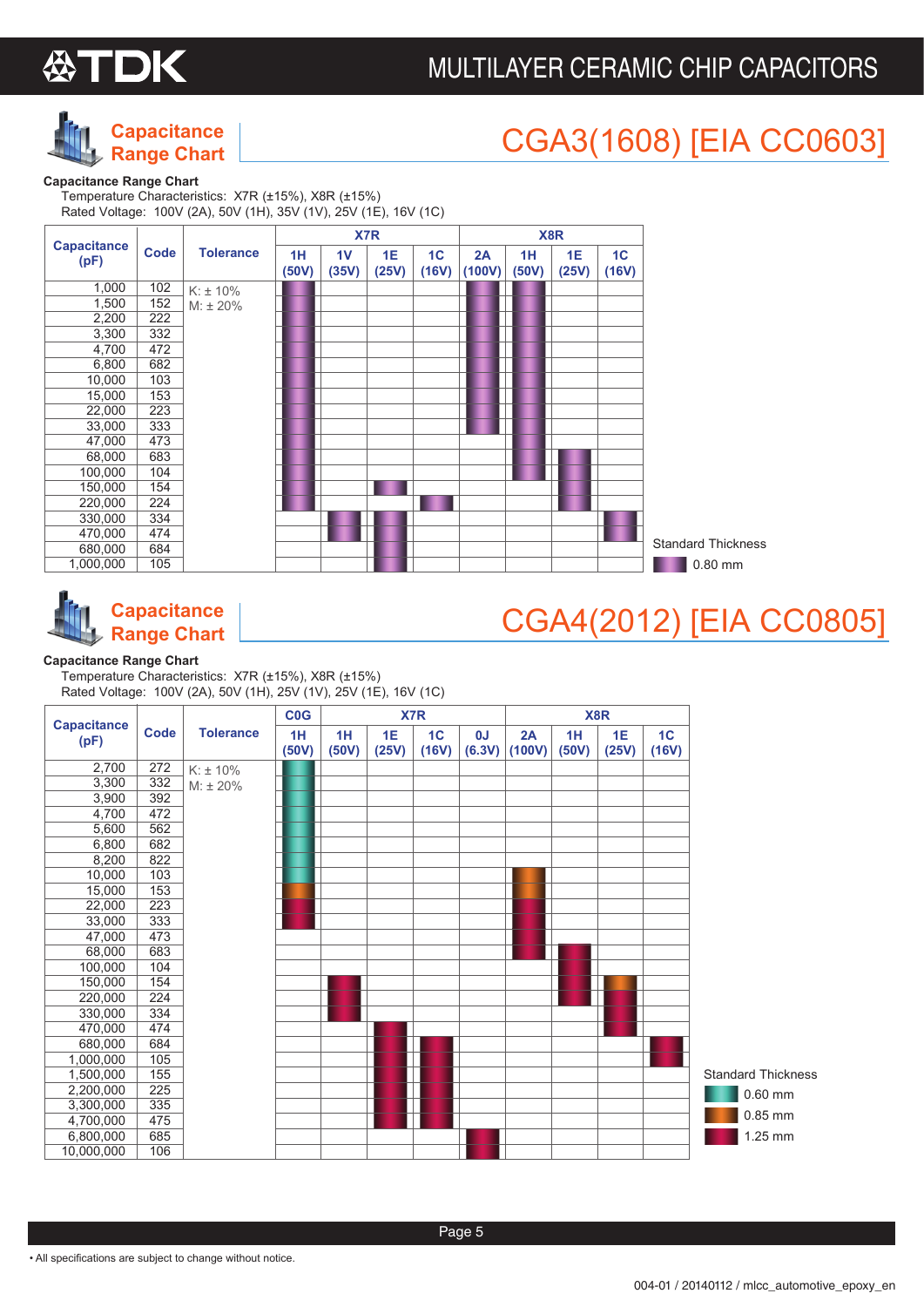# MULTILAYER CERAMIC CHIP CAPACITORS

## Capacitance Range Chart — CGA3(1608) [EIA CC0603]

**Capacitance Range Chart**

Temperature Characteristics: X7R (±15%), X8R (±15%)
Rated Voltage: 100V (2A), 50V (1H), 35V (1V), 25V (1E), 16V (1C)

| Capacitance (pF) | Code | Tolerance | X7R 1H (50V) | X7R 1V (35V) | X7R 1E (25V) | X7R 1C (16V) | X8R 2A (100V) | X8R 1H (50V) | X8R 1E (25V) | X8R 1C (16V) |
|---|---|---|---|---|---|---|---|---|---|---|
| 1,000 | 102 | K: ± 10% M: ± 20% | 0.80 | | | | 0.80 | 0.80 | | |
| 1,500 | 152 | | 0.80 | | | | 0.80 | 0.80 | | |
| 2,200 | 222 | | 0.80 | | | | 0.80 | 0.80 | | |
| 3,300 | 332 | | 0.80 | | | | 0.80 | 0.80 | | |
| 4,700 | 472 | | 0.80 | | | | 0.80 | 0.80 | | |
| 6,800 | 682 | | 0.80 | | | | 0.80 | 0.80 | | |
| 10,000 | 103 | | 0.80 | | | | 0.80 | 0.80 | | |
| 15,000 | 153 | | 0.80 | | | | 0.80 | 0.80 | | |
| 22,000 | 223 | | 0.80 | | | | 0.80 | 0.80 | | |
| 33,000 | 333 | | 0.80 | | | | 0.80 | 0.80 | | |
| 47,000 | 473 | | 0.80 | | | | | 0.80 | | |
| 68,000 | 683 | | 0.80 | | | | | 0.80 | 0.80 | |
| 100,000 | 104 | | 0.80 | | | | | 0.80 | 0.80 | |
| 150,000 | 154 | | 0.80 | | 0.80 | | | | 0.80 | |
| 220,000 | 224 | | 0.80 | | | 0.80 | | | 0.80 | |
| 330,000 | 334 | | | 0.80 | 0.80 | | | | | 0.80 |
| 470,000 | 474 | | | 0.80 | 0.80 | | | | | 0.80 |
| 680,000 | 684 | | | | 0.80 | | | | | |
| 1,000,000 | 105 | | | | 0.80 | | | | | |

Standard Thickness
- 0.80 mm

## Capacitance Range Chart — CGA4(2012) [EIA CC0805]

**Capacitance Range Chart**

Temperature Characteristics: X7R (±15%), X8R (±15%)
Rated Voltage: 100V (2A), 50V (1H), 25V (1V), 25V (1E), 16V (1C)

| Capacitance (pF) | Code | Tolerance | C0G 1H (50V) | X7R 1H (50V) | X7R 1E (25V) | X7R 1C (16V) | X7R 0J (6.3V) | X8R 2A (100V) | X8R 1H (50V) | X8R 1E (25V) | X8R 1C (16V) |
|---|---|---|---|---|---|---|---|---|---|---|---|
| 2,700 | 272 | K: ± 10% M: ± 20% | 0.60 | | | | | | | | |
| 3,300 | 332 | | 0.60 | | | | | | | | |
| 3,900 | 392 | | 0.60 | | | | | | | | |
| 4,700 | 472 | | 0.60 | | | | | | | | |
| 5,600 | 562 | | 0.60 | | | | | | | | |
| 6,800 | 682 | | 0.60 | | | | | | | | |
| 8,200 | 822 | | 0.60 | | | | | | | | |
| 10,000 | 103 | | 0.60 | | | | | 0.85 | | | |
| 15,000 | 153 | | 0.85 | | | | | 0.85 | | | |
| 22,000 | 223 | | 1.25 | | | | | 1.25 | | | |
| 33,000 | 333 | | 1.25 | | | | | 1.25 | | | |
| 47,000 | 473 | | | | | | | 1.25 | | | |
| 68,000 | 683 | | | | | | | 1.25 | 1.25 | | |
| 100,000 | 104 | | | | | | | | 1.25 | | |
| 150,000 | 154 | | | 1.25 | | | | | 1.25 | 0.85 | |
| 220,000 | 224 | | | 1.25 | | | | | 1.25 | 1.25 | |
| 330,000 | 334 | | | 1.25 | | | | | | 1.25 | |
| 470,000 | 474 | | | | 1.25 | | | | | 1.25 | |
| 680,000 | 684 | | | | 1.25 | 1.25 | | | | | 1.25 |
| 1,000,000 | 105 | | | | 1.25 | 1.25 | | | | | 1.25 |
| 1,500,000 | 155 | | | | 1.25 | 1.25 | | | | | |
| 2,200,000 | 225 | | | | 1.25 | 1.25 | | | | | |
| 3,300,000 | 335 | | | | 1.25 | 1.25 | | | | | |
| 4,700,000 | 475 | | | | 1.25 | 1.25 | | | | | |
| 6,800,000 | 685 | | | | | | 1.25 | | | | |
| 10,000,000 | 106 | | | | | | 1.25 | | | | |

Standard Thickness
- 0.60 mm
- 0.85 mm
- 1.25 mm

• All specifications are subject to change without notice.

004-01 / 20140112 / mlcc_automotive_epoxy_en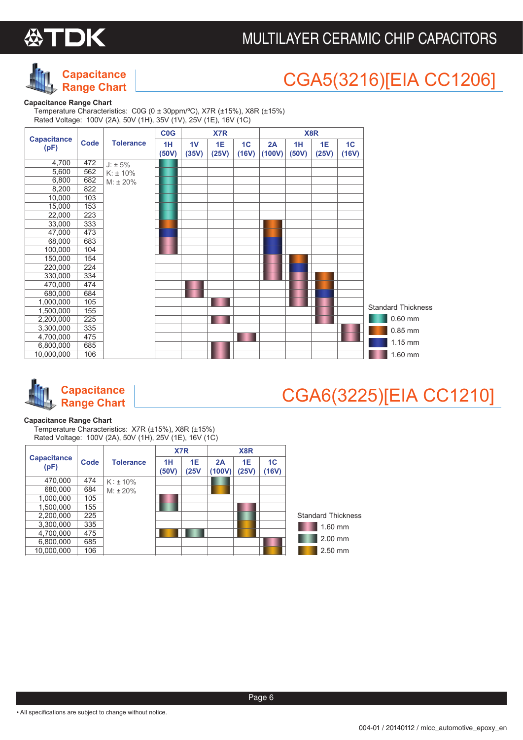# MULTILAYER CERAMIC CHIP CAPACITORS

## Capacitance Range Chart — CGA5(3216)[EIA CC1206]

**Capacitance Range Chart**

Temperature Characteristics: C0G (0 ± 30ppm/ºC), X7R (±15%), X8R (±15%)
Rated Voltage: 100V (2A), 50V (1H), 35V (1V), 25V (1E), 16V (1C)

Cell values indicate standard thickness.

| Capacitance (pF) | Code | Tolerance | C0G | X7R | | | X8R | | | |
|---|---|---|---|---|---|---|---|---|---|---|
| | | | 1H (50V) | 1V (35V) | 1E (25V) | 1C (16V) | 2A (100V) | 1H (50V) | 1E (25V) | 1C (16V) |
| 4,700 | 472 | J: ± 5%<br>K: ± 10%<br>M: ± 20% | 0.60 mm | | | | | | | |
| 5,600 | 562 | | 0.60 mm | | | | | | | |
| 6,800 | 682 | | 0.60 mm | | | | | | | |
| 8,200 | 822 | | 0.60 mm | | | | | | | |
| 10,000 | 103 | | 0.60 mm | | | | | | | |
| 15,000 | 153 | | 0.60 mm | | | | | | | |
| 22,000 | 223 | | 0.60 mm | | | | | | | |
| 33,000 | 333 | | 0.85 mm | | | | 0.85 mm | | | |
| 47,000 | 473 | | 1.15 mm | | | | 0.85 mm | | | |
| 68,000 | 683 | | 1.60 mm | | | | 1.15 mm | | | |
| 100,000 | 104 | | 1.60 mm | | | | 1.15 mm | | | |
| 150,000 | 154 | | | | | | 1.60 mm | 0.85 mm | | |
| 220,000 | 224 | | | | | | 1.60 mm | 1.15 mm | | |
| 330,000 | 334 | | | | | | 1.60 mm | 1.60 mm | | |
| 470,000 | 474 | | | 1.60 mm | | | | 1.60 mm | 0.85 mm | |
| 680,000 | 684 | | | 1.60 mm | | | | 1.60 mm | 1.15 mm | |
| 1,000,000 | 105 | | | | 1.60 mm | | | 1.60 mm | 1.60 mm | |
| 1,500,000 | 155 | | | | | | | | 1.60 mm | |
| 2,200,000 | 225 | | | | 1.60 mm | | | | 1.60 mm | |
| 3,300,000 | 335 | | | | | | | | | 1.60 mm |
| 4,700,000 | 475 | | | | | 1.60 mm | | | | 1.60 mm |
| 6,800,000 | 685 | | | | 1.60 mm | | | | | |
| 10,000,000 | 106 | | | | 1.60 mm | | | | | |

Standard Thickness
- 0.60 mm
- 0.85 mm
- 1.15 mm
- 1.60 mm

## Capacitance Range Chart — CGA6(3225)[EIA CC1210]

**Capacitance Range Chart**

Temperature Characteristics: X7R (±15%), X8R (±15%)
Rated Voltage: 100V (2A), 50V (1H), 25V (1E), 16V (1C)

| Capacitance (pF) | Code | Tolerance | X7R | | X8R | | |
|---|---|---|---|---|---|---|---|
| | | | 1H (50V) | 1E (25V) | 2A (100V) | 1E (25V) | 1C (16V) |
| 470,000 | 474 | K: ± 10%<br>M: ± 20% | | | 2.00 mm | | |
| 680,000 | 684 | | | | 2.50 mm | | |
| 1,000,000 | 105 | | 1.60 mm | | | | |
| 1,500,000 | 155 | | 2.00 mm | | | 1.60 mm | |
| 2,200,000 | 225 | | | | | 2.00 mm | |
| 3,300,000 | 335 | | | | | 2.50 mm | |
| 4,700,000 | 475 | | 2.50 mm | 2.00 mm | | 2.50 mm | |
| 6,800,000 | 685 | | | | | | 1.60 mm |
| 10,000,000 | 106 | | | | | | 2.50 mm |

Standard Thickness
- 1.60 mm
- 2.00 mm
- 2.50 mm

• All specifications are subject to change without notice.

004-01 / 20140112 / mlcc_automotive_epoxy_en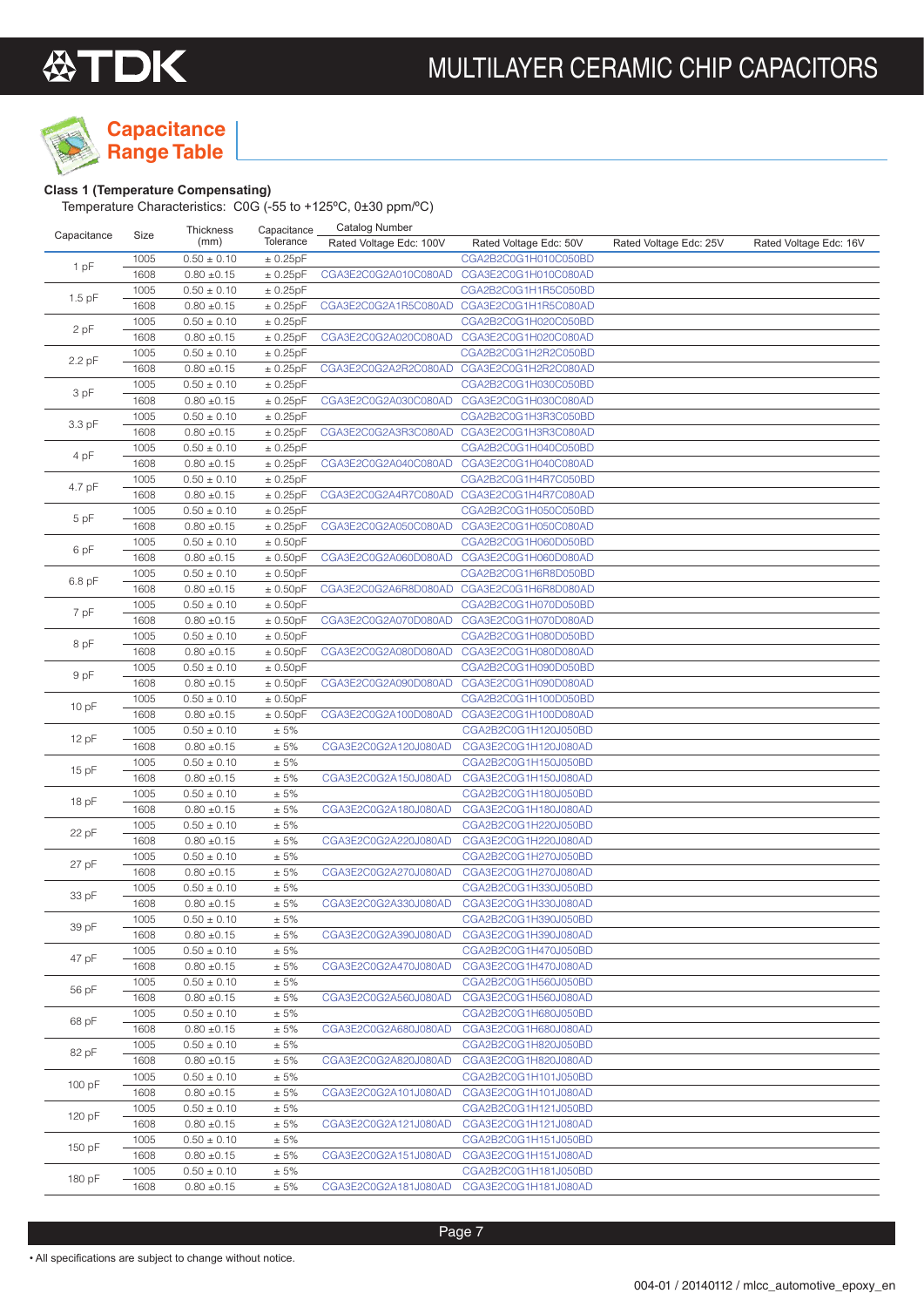# Capacitance Range Table

### Class 1 (Temperature Compensating)

Temperature Characteristics: C0G (-55 to +125ºC, 0±30 ppm/ºC)

| Capacitance | Size | Thickness (mm) | Capacitance Tolerance | Catalog Number Rated Voltage Edc: 100V | Rated Voltage Edc: 50V | Rated Voltage Edc: 25V | Rated Voltage Edc: 16V |
|---|---|---|---|---|---|---|---|
| 1 pF | 1005 | 0.50 ± 0.10 | ± 0.25pF | | CGA2B2C0G1H010C050BD | | |
| | 1608 | 0.80 ±0.15 | ± 0.25pF | CGA3E2C0G2A010C080AD | CGA3E2C0G1H010C080AD | | |
| 1.5 pF | 1005 | 0.50 ± 0.10 | ± 0.25pF | | CGA2B2C0G1H1R5C050BD | | |
| | 1608 | 0.80 ±0.15 | ± 0.25pF | CGA3E2C0G2A1R5C080AD | CGA3E2C0G1H1R5C080AD | | |
| 2 pF | 1005 | 0.50 ± 0.10 | ± 0.25pF | | CGA2B2C0G1H020C050BD | | |
| | 1608 | 0.80 ±0.15 | ± 0.25pF | CGA3E2C0G2A020C080AD | CGA3E2C0G1H020C080AD | | |
| 2.2 pF | 1005 | 0.50 ± 0.10 | ± 0.25pF | | CGA2B2C0G1H2R2C050BD | | |
| | 1608 | 0.80 ±0.15 | ± 0.25pF | CGA3E2C0G2A2R2C080AD | CGA3E2C0G1H2R2C080AD | | |
| 3 pF | 1005 | 0.50 ± 0.10 | ± 0.25pF | | CGA2B2C0G1H030C050BD | | |
| | 1608 | 0.80 ±0.15 | ± 0.25pF | CGA3E2C0G2A030C080AD | CGA3E2C0G1H030C080AD | | |
| 3.3 pF | 1005 | 0.50 ± 0.10 | ± 0.25pF | | CGA2B2C0G1H3R3C050BD | | |
| | 1608 | 0.80 ±0.15 | ± 0.25pF | CGA3E2C0G2A3R3C080AD | CGA3E2C0G1H3R3C080AD | | |
| 4 pF | 1005 | 0.50 ± 0.10 | ± 0.25pF | | CGA2B2C0G1H040C050BD | | |
| | 1608 | 0.80 ±0.15 | ± 0.25pF | CGA3E2C0G2A040C080AD | CGA3E2C0G1H040C080AD | | |
| 4.7 pF | 1005 | 0.50 ± 0.10 | ± 0.25pF | | CGA2B2C0G1H4R7C050BD | | |
| | 1608 | 0.80 ±0.15 | ± 0.25pF | CGA3E2C0G2A4R7C080AD | CGA3E2C0G1H4R7C080AD | | |
| 5 pF | 1005 | 0.50 ± 0.10 | ± 0.25pF | | CGA2B2C0G1H050C050BD | | |
| | 1608 | 0.80 ±0.15 | ± 0.25pF | CGA3E2C0G2A050C080AD | CGA3E2C0G1H050C080AD | | |
| 6 pF | 1005 | 0.50 ± 0.10 | ± 0.50pF | | CGA2B2C0G1H060D050BD | | |
| | 1608 | 0.80 ±0.15 | ± 0.50pF | CGA3E2C0G2A060D080AD | CGA3E2C0G1H060D080AD | | |
| 6.8 pF | 1005 | 0.50 ± 0.10 | ± 0.50pF | | CGA2B2C0G1H6R8D050BD | | |
| | 1608 | 0.80 ±0.15 | ± 0.50pF | CGA3E2C0G2A6R8D080AD | CGA3E2C0G1H6R8D080AD | | |
| 7 pF | 1005 | 0.50 ± 0.10 | ± 0.50pF | | CGA2B2C0G1H070D050BD | | |
| | 1608 | 0.80 ±0.15 | ± 0.50pF | CGA3E2C0G2A070D080AD | CGA3E2C0G1H070D080AD | | |
| 8 pF | 1005 | 0.50 ± 0.10 | ± 0.50pF | | CGA2B2C0G1H080D050BD | | |
| | 1608 | 0.80 ±0.15 | ± 0.50pF | CGA3E2C0G2A080D080AD | CGA3E2C0G1H080D080AD | | |
| 9 pF | 1005 | 0.50 ± 0.10 | ± 0.50pF | | CGA2B2C0G1H090D050BD | | |
| | 1608 | 0.80 ±0.15 | ± 0.50pF | CGA3E2C0G2A090D080AD | CGA3E2C0G1H090D080AD | | |
| 10 pF | 1005 | 0.50 ± 0.10 | ± 0.50pF | | CGA2B2C0G1H100D050BD | | |
| | 1608 | 0.80 ±0.15 | ± 0.50pF | CGA3E2C0G2A100D080AD | CGA3E2C0G1H100D080AD | | |
| 12 pF | 1005 | 0.50 ± 0.10 | ± 5% | | CGA2B2C0G1H120J050BD | | |
| | 1608 | 0.80 ±0.15 | ± 5% | CGA3E2C0G2A120J080AD | CGA3E2C0G1H120J080AD | | |
| 15 pF | 1005 | 0.50 ± 0.10 | ± 5% | | CGA2B2C0G1H150J050BD | | |
| | 1608 | 0.80 ±0.15 | ± 5% | CGA3E2C0G2A150J080AD | CGA3E2C0G1H150J080AD | | |
| 18 pF | 1005 | 0.50 ± 0.10 | ± 5% | | CGA2B2C0G1H180J050BD | | |
| | 1608 | 0.80 ±0.15 | ± 5% | CGA3E2C0G2A180J080AD | CGA3E2C0G1H180J080AD | | |
| 22 pF | 1005 | 0.50 ± 0.10 | ± 5% | | CGA2B2C0G1H220J050BD | | |
| | 1608 | 0.80 ±0.15 | ± 5% | CGA3E2C0G2A220J080AD | CGA3E2C0G1H220J080AD | | |
| 27 pF | 1005 | 0.50 ± 0.10 | ± 5% | | CGA2B2C0G1H270J050BD | | |
| | 1608 | 0.80 ±0.15 | ± 5% | CGA3E2C0G2A270J080AD | CGA3E2C0G1H270J080AD | | |
| 33 pF | 1005 | 0.50 ± 0.10 | ± 5% | | CGA2B2C0G1H330J050BD | | |
| | 1608 | 0.80 ±0.15 | ± 5% | CGA3E2C0G2A330J080AD | CGA3E2C0G1H330J080AD | | |
| 39 pF | 1005 | 0.50 ± 0.10 | ± 5% | | CGA2B2C0G1H390J050BD | | |
| | 1608 | 0.80 ±0.15 | ± 5% | CGA3E2C0G2A390J080AD | CGA3E2C0G1H390J080AD | | |
| 47 pF | 1005 | 0.50 ± 0.10 | ± 5% | | CGA2B2C0G1H470J050BD | | |
| | 1608 | 0.80 ±0.15 | ± 5% | CGA3E2C0G2A470J080AD | CGA3E2C0G1H470J080AD | | |
| 56 pF | 1005 | 0.50 ± 0.10 | ± 5% | | CGA2B2C0G1H560J050BD | | |
| | 1608 | 0.80 ±0.15 | ± 5% | CGA3E2C0G2A560J080AD | CGA3E2C0G1H560J080AD | | |
| 68 pF | 1005 | 0.50 ± 0.10 | ± 5% | | CGA2B2C0G1H680J050BD | | |
| | 1608 | 0.80 ±0.15 | ± 5% | CGA3E2C0G2A680J080AD | CGA3E2C0G1H680J080AD | | |
| 82 pF | 1005 | 0.50 ± 0.10 | ± 5% | | CGA2B2C0G1H820J050BD | | |
| | 1608 | 0.80 ±0.15 | ± 5% | CGA3E2C0G2A820J080AD | CGA3E2C0G1H820J080AD | | |
| 100 pF | 1005 | 0.50 ± 0.10 | ± 5% | | CGA2B2C0G1H101J050BD | | |
| | 1608 | 0.80 ±0.15 | ± 5% | CGA3E2C0G2A101J080AD | CGA3E2C0G1H101J080AD | | |
| 120 pF | 1005 | 0.50 ± 0.10 | ± 5% | | CGA2B2C0G1H121J050BD | | |
| | 1608 | 0.80 ±0.15 | ± 5% | CGA3E2C0G2A121J080AD | CGA3E2C0G1H121J080AD | | |
| 150 pF | 1005 | 0.50 ± 0.10 | ± 5% | | CGA2B2C0G1H151J050BD | | |
| | 1608 | 0.80 ±0.15 | ± 5% | CGA3E2C0G2A151J080AD | CGA3E2C0G1H151J080AD | | |
| 180 pF | 1005 | 0.50 ± 0.10 | ± 5% | | CGA2B2C0G1H181J050BD | | |
| | 1608 | 0.80 ±0.15 | ± 5% | CGA3E2C0G2A181J080AD | CGA3E2C0G1H181J080AD | | |

• All specifications are subject to change without notice.

004-01 / 20140112 / mlcc_automotive_epoxy_en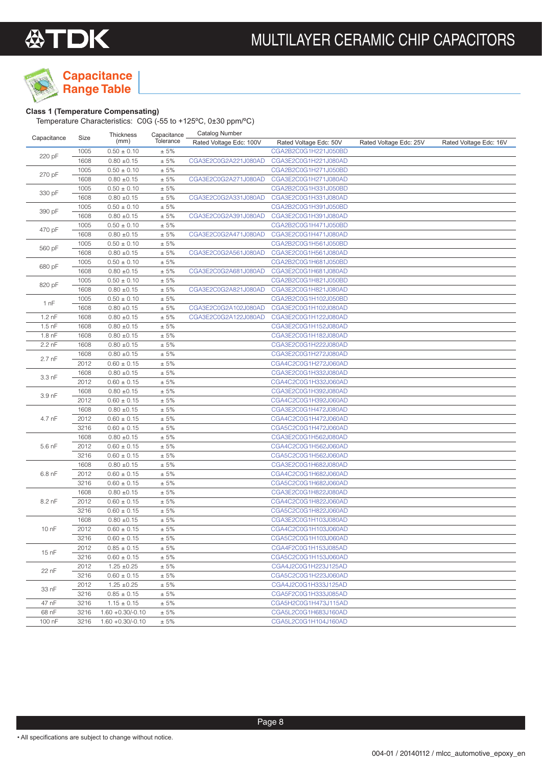## Capacitance Range Table

**Class 1 (Temperature Compensating)**

Temperature Characteristics: C0G (-55 to +125ºC, 0±30 ppm/ºC)

| Capacitance | Size | Thickness (mm) | Capacitance Tolerance | Catalog Number | | | |
|---|---|---|---|---|---|---|---|
| | | | | Rated Voltage Edc: 100V | Rated Voltage Edc: 50V | Rated Voltage Edc: 25V | Rated Voltage Edc: 16V |
| 220 pF | 1005 | 0.50 ± 0.10 | ± 5% | | CGA2B2C0G1H221J050BD | | |
| | 1608 | 0.80 ±0.15 | ± 5% | CGA3E2C0G2A221J080AD | CGA3E2C0G1H221J080AD | | |
| 270 pF | 1005 | 0.50 ± 0.10 | ± 5% | | CGA2B2C0G1H271J050BD | | |
| | 1608 | 0.80 ±0.15 | ± 5% | CGA3E2C0G2A271J080AD | CGA3E2C0G1H271J080AD | | |
| 330 pF | 1005 | 0.50 ± 0.10 | ± 5% | | CGA2B2C0G1H331J050BD | | |
| | 1608 | 0.80 ±0.15 | ± 5% | CGA3E2C0G2A331J080AD | CGA3E2C0G1H331J080AD | | |
| 390 pF | 1005 | 0.50 ± 0.10 | ± 5% | | CGA2B2C0G1H391J050BD | | |
| | 1608 | 0.80 ±0.15 | ± 5% | CGA3E2C0G2A391J080AD | CGA3E2C0G1H391J080AD | | |
| 470 pF | 1005 | 0.50 ± 0.10 | ± 5% | | CGA2B2C0G1H471J050BD | | |
| | 1608 | 0.80 ±0.15 | ± 5% | CGA3E2C0G2A471J080AD | CGA3E2C0G1H471J080AD | | |
| 560 pF | 1005 | 0.50 ± 0.10 | ± 5% | | CGA2B2C0G1H561J050BD | | |
| | 1608 | 0.80 ±0.15 | ± 5% | CGA3E2C0G2A561J080AD | CGA3E2C0G1H561J080AD | | |
| 680 pF | 1005 | 0.50 ± 0.10 | ± 5% | | CGA2B2C0G1H681J050BD | | |
| | 1608 | 0.80 ±0.15 | ± 5% | CGA3E2C0G2A681J080AD | CGA3E2C0G1H681J080AD | | |
| 820 pF | 1005 | 0.50 ± 0.10 | ± 5% | | CGA2B2C0G1H821J050BD | | |
| | 1608 | 0.80 ±0.15 | ± 5% | CGA3E2C0G2A821J080AD | CGA3E2C0G1H821J080AD | | |
| 1 nF | 1005 | 0.50 ± 0.10 | ± 5% | | CGA2B2C0G1H102J050BD | | |
| | 1608 | 0.80 ±0.15 | ± 5% | CGA3E2C0G2A102J080AD | CGA3E2C0G1H102J080AD | | |
| 1.2 nF | 1608 | 0.80 ±0.15 | ± 5% | CGA3E2C0G2A122J080AD | CGA3E2C0G1H122J080AD | | |
| 1.5 nF | 1608 | 0.80 ±0.15 | ± 5% | | CGA3E2C0G1H152J080AD | | |
| 1.8 nF | 1608 | 0.80 ±0.15 | ± 5% | | CGA3E2C0G1H182J080AD | | |
| 2.2 nF | 1608 | 0.80 ±0.15 | ± 5% | | CGA3E2C0G1H222J080AD | | |
| 2.7 nF | 1608 | 0.80 ±0.15 | ± 5% | | CGA3E2C0G1H272J080AD | | |
| | 2012 | 0.60 ± 0.15 | ± 5% | | CGA4C2C0G1H272J060AD | | |
| 3.3 nF | 1608 | 0.80 ±0.15 | ± 5% | | CGA3E2C0G1H332J080AD | | |
| | 2012 | 0.60 ± 0.15 | ± 5% | | CGA4C2C0G1H332J060AD | | |
| 3.9 nF | 1608 | 0.80 ±0.15 | ± 5% | | CGA3E2C0G1H392J080AD | | |
| | 2012 | 0.60 ± 0.15 | ± 5% | | CGA4C2C0G1H392J060AD | | |
| 4.7 nF | 1608 | 0.80 ±0.15 | ± 5% | | CGA3E2C0G1H472J080AD | | |
| | 2012 | 0.60 ± 0.15 | ± 5% | | CGA4C2C0G1H472J060AD | | |
| | 3216 | 0.60 ± 0.15 | ± 5% | | CGA5C2C0G1H472J060AD | | |
| 5.6 nF | 1608 | 0.80 ±0.15 | ± 5% | | CGA3E2C0G1H562J080AD | | |
| | 2012 | 0.60 ± 0.15 | ± 5% | | CGA4C2C0G1H562J060AD | | |
| | 3216 | 0.60 ± 0.15 | ± 5% | | CGA5C2C0G1H562J060AD | | |
| 6.8 nF | 1608 | 0.80 ±0.15 | ± 5% | | CGA3E2C0G1H682J080AD | | |
| | 2012 | 0.60 ± 0.15 | ± 5% | | CGA4C2C0G1H682J060AD | | |
| | 3216 | 0.60 ± 0.15 | ± 5% | | CGA5C2C0G1H682J060AD | | |
| 8.2 nF | 1608 | 0.80 ±0.15 | ± 5% | | CGA3E2C0G1H822J080AD | | |
| | 2012 | 0.60 ± 0.15 | ± 5% | | CGA4C2C0G1H822J060AD | | |
| | 3216 | 0.60 ± 0.15 | ± 5% | | CGA5C2C0G1H822J060AD | | |
| 10 nF | 1608 | 0.80 ±0.15 | ± 5% | | CGA3E2C0G1H103J080AD | | |
| | 2012 | 0.60 ± 0.15 | ± 5% | | CGA4C2C0G1H103J060AD | | |
| | 3216 | 0.60 ± 0.15 | ± 5% | | CGA5C2C0G1H103J060AD | | |
| 15 nF | 2012 | 0.85 ± 0.15 | ± 5% | | CGA4F2C0G1H153J085AD | | |
| | 3216 | 0.60 ± 0.15 | ± 5% | | CGA5C2C0G1H153J060AD | | |
| 22 nF | 2012 | 1.25 ±0.25 | ± 5% | | CGA4J2C0G1H223J125AD | | |
| | 3216 | 0.60 ± 0.15 | ± 5% | | CGA5C2C0G1H223J060AD | | |
| 33 nF | 2012 | 1.25 ±0.25 | ± 5% | | CGA4J2C0G1H333J125AD | | |
| | 3216 | 0.85 ± 0.15 | ± 5% | | CGA5F2C0G1H333J085AD | | |
| 47 nF | 3216 | 1.15 ± 0.15 | ± 5% | | CGA5H2C0G1H473J115AD | | |
| 68 nF | 3216 | 1.60 +0.30/-0.10 | ± 5% | | CGA5L2C0G1H683J160AD | | |
| 100 nF | 3216 | 1.60 +0.30/-0.10 | ± 5% | | CGA5L2C0G1H104J160AD | | |

• All specifications are subject to change without notice.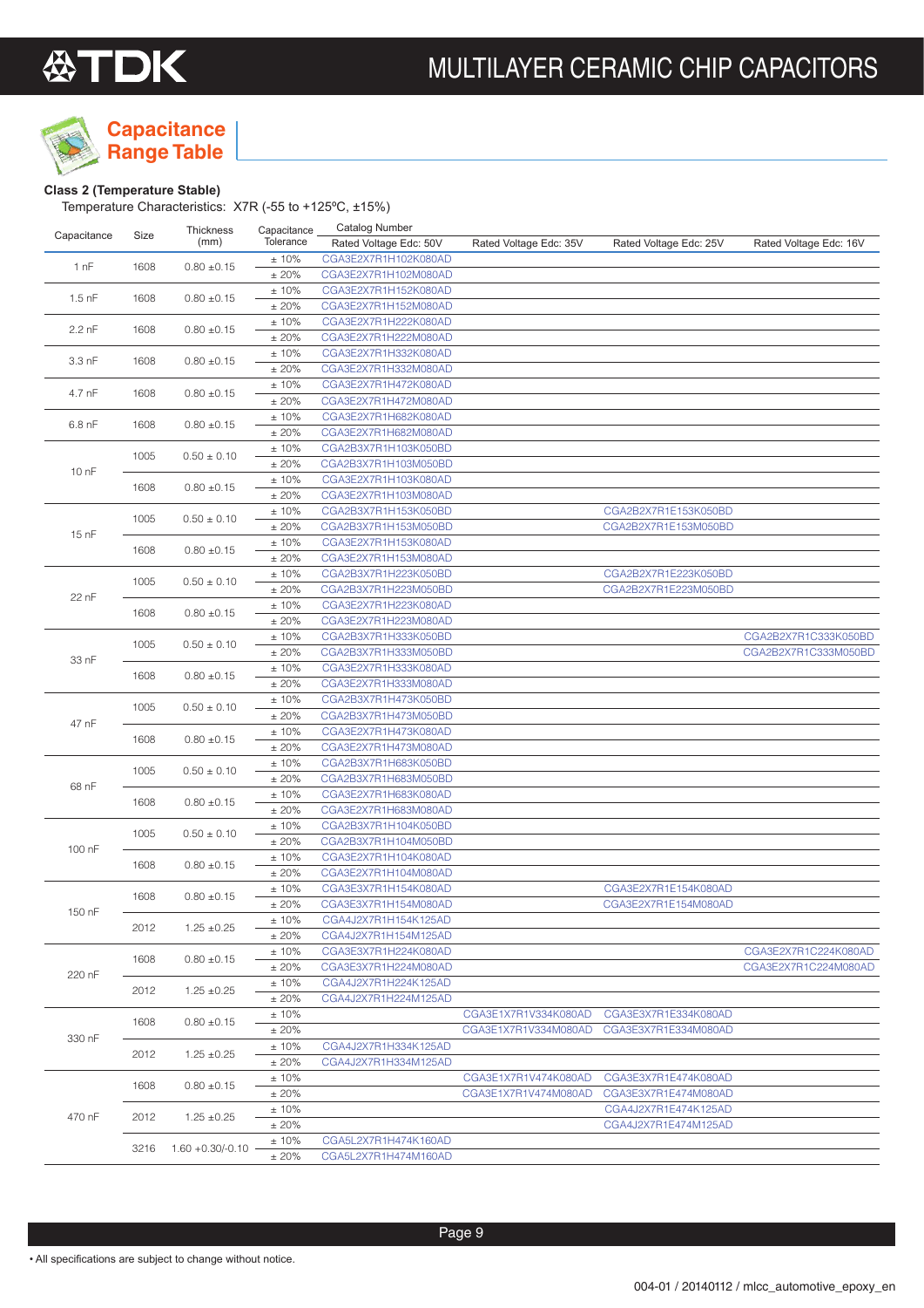# Capacitance Range Table

**Class 2 (Temperature Stable)**

Temperature Characteristics: X7R (-55 to +125ºC, ±15%)

| Capacitance | Size | Thickness (mm) | Capacitance Tolerance | Catalog Number Rated Voltage Edc: 50V | Rated Voltage Edc: 35V | Rated Voltage Edc: 25V | Rated Voltage Edc: 16V |
|---|---|---|---|---|---|---|---|
| 1 nF | 1608 | 0.80 ±0.15 | ± 10% | CGA3E2X7R1H102K080AD | | | |
| | | | ± 20% | CGA3E2X7R1H102M080AD | | | |
| 1.5 nF | 1608 | 0.80 ±0.15 | ± 10% | CGA3E2X7R1H152K080AD | | | |
| | | | ± 20% | CGA3E2X7R1H152M080AD | | | |
| 2.2 nF | 1608 | 0.80 ±0.15 | ± 10% | CGA3E2X7R1H222K080AD | | | |
| | | | ± 20% | CGA3E2X7R1H222M080AD | | | |
| 3.3 nF | 1608 | 0.80 ±0.15 | ± 10% | CGA3E2X7R1H332K080AD | | | |
| | | | ± 20% | CGA3E2X7R1H332M080AD | | | |
| 4.7 nF | 1608 | 0.80 ±0.15 | ± 10% | CGA3E2X7R1H472K080AD | | | |
| | | | ± 20% | CGA3E2X7R1H472M080AD | | | |
| 6.8 nF | 1608 | 0.80 ±0.15 | ± 10% | CGA3E2X7R1H682K080AD | | | |
| | | | ± 20% | CGA3E2X7R1H682M080AD | | | |
| 10 nF | 1005 | 0.50 ± 0.10 | ± 10% | CGA2B3X7R1H103K050BD | | | |
| | | | ± 20% | CGA2B3X7R1H103M050BD | | | |
| | 1608 | 0.80 ±0.15 | ± 10% | CGA3E2X7R1H103K080AD | | | |
| | | | ± 20% | CGA3E2X7R1H103M080AD | | | |
| 15 nF | 1005 | 0.50 ± 0.10 | ± 10% | CGA2B3X7R1H153K050BD | | CGA2B2X7R1E153K050BD | |
| | | | ± 20% | CGA2B3X7R1H153M050BD | | CGA2B2X7R1E153M050BD | |
| | 1608 | 0.80 ±0.15 | ± 10% | CGA3E2X7R1H153K080AD | | | |
| | | | ± 20% | CGA3E2X7R1H153M080AD | | | |
| 22 nF | 1005 | 0.50 ± 0.10 | ± 10% | CGA2B3X7R1H223K050BD | | CGA2B2X7R1E223K050BD | |
| | | | ± 20% | CGA2B3X7R1H223M050BD | | CGA2B2X7R1E223M050BD | |
| | 1608 | 0.80 ±0.15 | ± 10% | CGA3E2X7R1H223K080AD | | | |
| | | | ± 20% | CGA3E2X7R1H223M080AD | | | |
| 33 nF | 1005 | 0.50 ± 0.10 | ± 10% | CGA2B3X7R1H333K050BD | | | CGA2B2X7R1C333K050BD |
| | | | ± 20% | CGA2B3X7R1H333M050BD | | | CGA2B2X7R1C333M050BD |
| | 1608 | 0.80 ±0.15 | ± 10% | CGA3E2X7R1H333K080AD | | | |
| | | | ± 20% | CGA3E2X7R1H333M080AD | | | |
| 47 nF | 1005 | 0.50 ± 0.10 | ± 10% | CGA2B3X7R1H473K050BD | | | |
| | | | ± 20% | CGA2B3X7R1H473M050BD | | | |
| | 1608 | 0.80 ±0.15 | ± 10% | CGA3E2X7R1H473K080AD | | | |
| | | | ± 20% | CGA3E2X7R1H473M080AD | | | |
| 68 nF | 1005 | 0.50 ± 0.10 | ± 10% | CGA2B3X7R1H683K050BD | | | |
| | | | ± 20% | CGA2B3X7R1H683M050BD | | | |
| | 1608 | 0.80 ±0.15 | ± 10% | CGA3E2X7R1H683K080AD | | | |
| | | | ± 20% | CGA3E2X7R1H683M080AD | | | |
| 100 nF | 1005 | 0.50 ± 0.10 | ± 10% | CGA2B3X7R1H104K050BD | | | |
| | | | ± 20% | CGA2B3X7R1H104M050BD | | | |
| | 1608 | 0.80 ±0.15 | ± 10% | CGA3E2X7R1H104K080AD | | | |
| | | | ± 20% | CGA3E2X7R1H104M080AD | | | |
| 150 nF | 1608 | 0.80 ±0.15 | ± 10% | CGA3E3X7R1H154K080AD | | CGA3E2X7R1E154K080AD | |
| | | | ± 20% | CGA3E3X7R1H154M080AD | | CGA3E2X7R1E154M080AD | |
| | 2012 | 1.25 ±0.25 | ± 10% | CGA4J2X7R1H154K125AD | | | |
| | | | ± 20% | CGA4J2X7R1H154M125AD | | | |
| 220 nF | 1608 | 0.80 ±0.15 | ± 10% | CGA3E3X7R1H224K080AD | | | CGA3E2X7R1C224K080AD |
| | | | ± 20% | CGA3E3X7R1H224M080AD | | | CGA3E2X7R1C224M080AD |
| | 2012 | 1.25 ±0.25 | ± 10% | CGA4J2X7R1H224K125AD | | | |
| | | | ± 20% | CGA4J2X7R1H224M125AD | | | |
| 330 nF | 1608 | 0.80 ±0.15 | ± 10% | | CGA3E1X7R1V334K080AD | CGA3E3X7R1E334K080AD | |
| | | | ± 20% | | CGA3E1X7R1V334M080AD | CGA3E3X7R1E334M080AD | |
| | 2012 | 1.25 ±0.25 | ± 10% | CGA4J2X7R1H334K125AD | | | |
| | | | ± 20% | CGA4J2X7R1H334M125AD | | | |
| 470 nF | 1608 | 0.80 ±0.15 | ± 10% | | CGA3E1X7R1V474K080AD | CGA3E3X7R1E474K080AD | |
| | | | ± 20% | | CGA3E1X7R1V474M080AD | CGA3E3X7R1E474M080AD | |
| | 2012 | 1.25 ±0.25 | ± 10% | | | CGA4J2X7R1E474K125AD | |
| | | | ± 20% | | | CGA4J2X7R1E474M125AD | |
| | 3216 | 1.60 +0.30/-0.10 | ± 10% | CGA5L2X7R1H474K160AD | | | |
| | | | ± 20% | CGA5L2X7R1H474M160AD | | | |

• All specifications are subject to change without notice.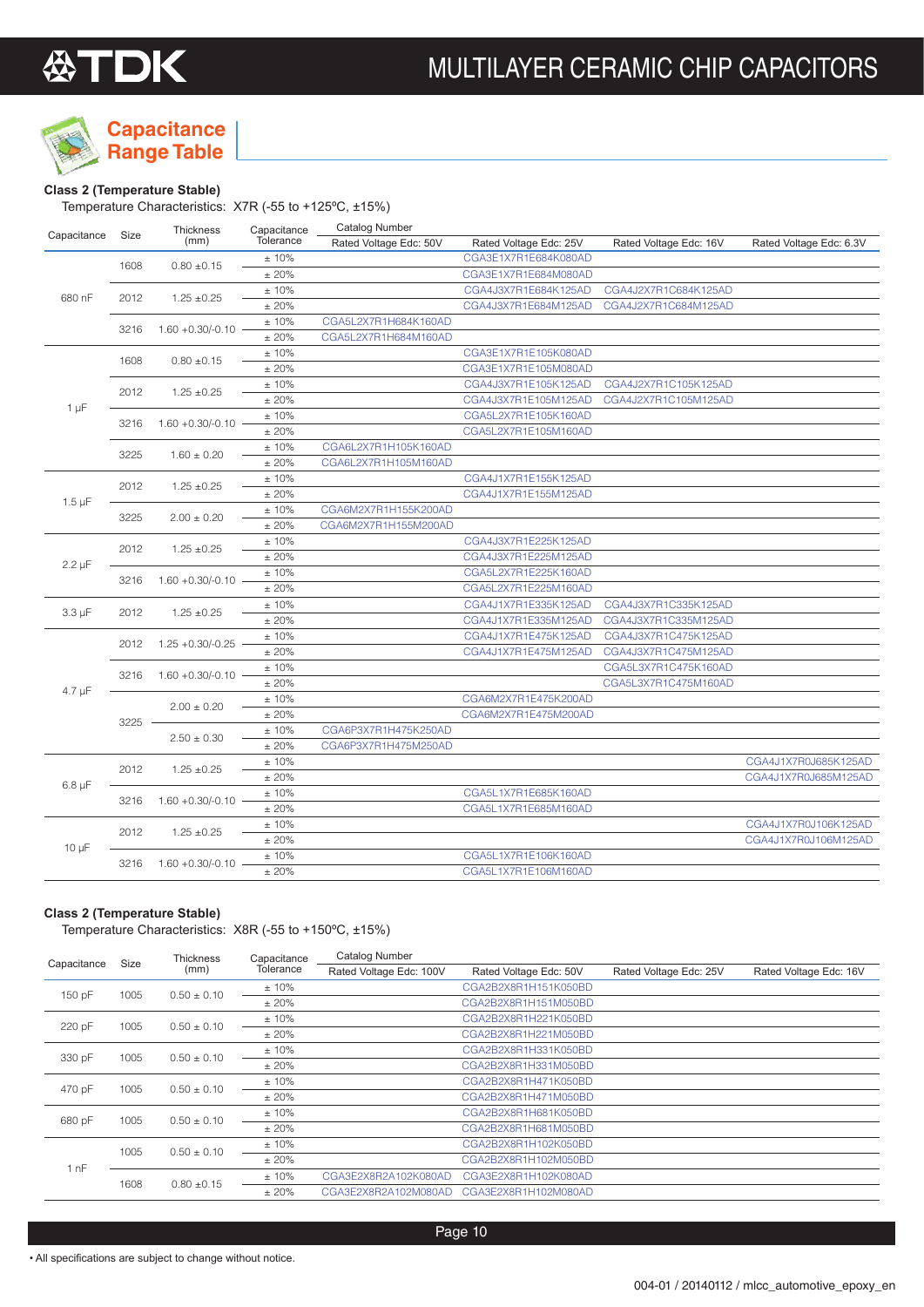## Capacitance Range Table

### Class 2 (Temperature Stable)

Temperature Characteristics: X7R (-55 to +125ºC, ±15%)

| Capacitance | Size | Thickness (mm) | Capacitance Tolerance | Catalog Number: Rated Voltage Edc: 50V | Rated Voltage Edc: 25V | Rated Voltage Edc: 16V | Rated Voltage Edc: 6.3V |
|---|---|---|---|---|---|---|---|
| 680 nF | 1608 | 0.80 ±0.15 | ± 10% | | CGA3E1X7R1E684K080AD | | |
| | | | ± 20% | | CGA3E1X7R1E684M080AD | | |
| | 2012 | 1.25 ±0.25 | ± 10% | | CGA4J3X7R1E684K125AD | CGA4J2X7R1C684K125AD | |
| | | | ± 20% | | CGA4J3X7R1E684M125AD | CGA4J2X7R1C684M125AD | |
| | 3216 | 1.60 +0.30/-0.10 | ± 10% | CGA5L2X7R1H684K160AD | | | |
| | | | ± 20% | CGA5L2X7R1H684M160AD | | | |
| 1 µF | 1608 | 0.80 ±0.15 | ± 10% | | CGA3E1X7R1E105K080AD | | |
| | | | ± 20% | | CGA3E1X7R1E105M080AD | | |
| | 2012 | 1.25 ±0.25 | ± 10% | | CGA4J3X7R1E105K125AD | CGA4J2X7R1C105K125AD | |
| | | | ± 20% | | CGA4J3X7R1E105M125AD | CGA4J2X7R1C105M125AD | |
| | 3216 | 1.60 +0.30/-0.10 | ± 10% | | CGA5L2X7R1E105K160AD | | |
| | | | ± 20% | | CGA5L2X7R1E105M160AD | | |
| | 3225 | 1.60 ± 0.20 | ± 10% | CGA6L2X7R1H105K160AD | | | |
| | | | ± 20% | CGA6L2X7R1H105M160AD | | | |
| 1.5 µF | 2012 | 1.25 ±0.25 | ± 10% | | CGA4J1X7R1E155K125AD | | |
| | | | ± 20% | | CGA4J1X7R1E155M125AD | | |
| | 3225 | 2.00 ± 0.20 | ± 10% | CGA6M2X7R1H155K200AD | | | |
| | | | ± 20% | CGA6M2X7R1H155M200AD | | | |
| 2.2 µF | 2012 | 1.25 ±0.25 | ± 10% | | CGA4J3X7R1E225K125AD | | |
| | | | ± 20% | | CGA4J3X7R1E225M125AD | | |
| | 3216 | 1.60 +0.30/-0.10 | ± 10% | | CGA5L2X7R1E225K160AD | | |
| | | | ± 20% | | CGA5L2X7R1E225M160AD | | |
| 3.3 µF | 2012 | 1.25 ±0.25 | ± 10% | | CGA4J1X7R1E335K125AD | CGA4J3X7R1C335K125AD | |
| | | | ± 20% | | CGA4J1X7R1E335M125AD | CGA4J3X7R1C335M125AD | |
| 4.7 µF | 2012 | 1.25 +0.30/-0.25 | ± 10% | | CGA4J1X7R1E475K125AD | CGA4J3X7R1C475K125AD | |
| | | | ± 20% | | CGA4J1X7R1E475M125AD | CGA4J3X7R1C475M125AD | |
| | 3216 | 1.60 +0.30/-0.10 | ± 10% | | | CGA5L3X7R1C475K160AD | |
| | | | ± 20% | | | CGA5L3X7R1C475M160AD | |
| | 3225 | 2.00 ± 0.20 | ± 10% | | CGA6M2X7R1E475K200AD | | |
| | | | ± 20% | | CGA6M2X7R1E475M200AD | | |
| | | 2.50 ± 0.30 | ± 10% | CGA6P3X7R1H475K250AD | | | |
| | | | ± 20% | CGA6P3X7R1H475M250AD | | | |
| 6.8 µF | 2012 | 1.25 ±0.25 | ± 10% | | | | CGA4J1X7R0J685K125AD |
| | | | ± 20% | | | | CGA4J1X7R0J685M125AD |
| | 3216 | 1.60 +0.30/-0.10 | ± 10% | | CGA5L1X7R1E685K160AD | | |
| | | | ± 20% | | CGA5L1X7R1E685M160AD | | |
| 10 µF | 2012 | 1.25 ±0.25 | ± 10% | | | | CGA4J1X7R0J106K125AD |
| | | | ± 20% | | | | CGA4J1X7R0J106M125AD |
| | 3216 | 1.60 +0.30/-0.10 | ± 10% | | CGA5L1X7R1E106K160AD | | |
| | | | ± 20% | | CGA5L1X7R1E106M160AD | | |

### Class 2 (Temperature Stable)

Temperature Characteristics: X8R (-55 to +150ºC, ±15%)

| Capacitance | Size | Thickness (mm) | Capacitance Tolerance | Catalog Number: Rated Voltage Edc: 100V | Rated Voltage Edc: 50V | Rated Voltage Edc: 25V | Rated Voltage Edc: 16V |
|---|---|---|---|---|---|---|---|
| 150 pF | 1005 | 0.50 ± 0.10 | ± 10% | | CGA2B2X8R1H151K050BD | | |
| | | | ± 20% | | CGA2B2X8R1H151M050BD | | |
| 220 pF | 1005 | 0.50 ± 0.10 | ± 10% | | CGA2B2X8R1H221K050BD | | |
| | | | ± 20% | | CGA2B2X8R1H221M050BD | | |
| 330 pF | 1005 | 0.50 ± 0.10 | ± 10% | | CGA2B2X8R1H331K050BD | | |
| | | | ± 20% | | CGA2B2X8R1H331M050BD | | |
| 470 pF | 1005 | 0.50 ± 0.10 | ± 10% | | CGA2B2X8R1H471K050BD | | |
| | | | ± 20% | | CGA2B2X8R1H471M050BD | | |
| 680 pF | 1005 | 0.50 ± 0.10 | ± 10% | | CGA2B2X8R1H681K050BD | | |
| | | | ± 20% | | CGA2B2X8R1H681M050BD | | |
| 1 nF | 1005 | 0.50 ± 0.10 | ± 10% | | CGA2B2X8R1H102K050BD | | |
| | | | ± 20% | | CGA2B2X8R1H102M050BD | | |
| | 1608 | 0.80 ±0.15 | ± 10% | CGA3E2X8R2A102K080AD | CGA3E2X8R1H102K080AD | | |
| | | | ± 20% | CGA3E2X8R2A102M080AD | CGA3E2X8R1H102M080AD | | |

• All specifications are subject to change without notice.

004-01 / 20140112 / mlcc_automotive_epoxy_en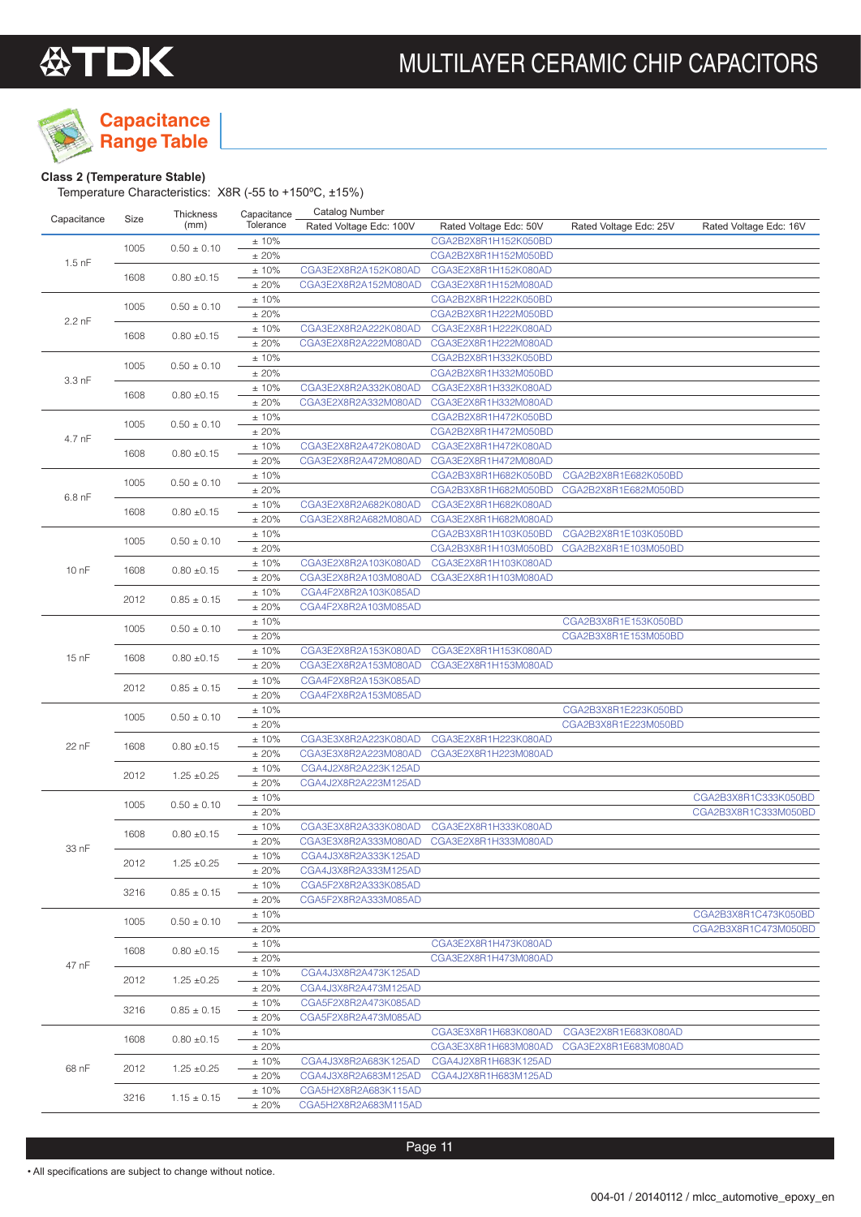# Capacitance Range Table

**Class 2 (Temperature Stable)**

Temperature Characteristics: X8R (-55 to +150ºC, ±15%)

| Capacitance | Size | Thickness (mm) | Capacitance Tolerance | Catalog Number Rated Voltage Edc: 100V | Rated Voltage Edc: 50V | Rated Voltage Edc: 25V | Rated Voltage Edc: 16V |
|---|---|---|---|---|---|---|---|
| 1.5 nF | 1005 | 0.50 ± 0.10 | ± 10% | | CGA2B2X8R1H152K050BD | | |
| | | | ± 20% | | CGA2B2X8R1H152M050BD | | |
| | 1608 | 0.80 ±0.15 | ± 10% | CGA3E2X8R2A152K080AD | CGA3E2X8R1H152K080AD | | |
| | | | ± 20% | CGA3E2X8R2A152M080AD | CGA3E2X8R1H152M080AD | | |
| 2.2 nF | 1005 | 0.50 ± 0.10 | ± 10% | | CGA2B2X8R1H222K050BD | | |
| | | | ± 20% | | CGA2B2X8R1H222M050BD | | |
| | 1608 | 0.80 ±0.15 | ± 10% | CGA3E2X8R2A222K080AD | CGA3E2X8R1H222K080AD | | |
| | | | ± 20% | CGA3E2X8R2A222M080AD | CGA3E2X8R1H222M080AD | | |
| 3.3 nF | 1005 | 0.50 ± 0.10 | ± 10% | | CGA2B2X8R1H332K050BD | | |
| | | | ± 20% | | CGA2B2X8R1H332M050BD | | |
| | 1608 | 0.80 ±0.15 | ± 10% | CGA3E2X8R2A332K080AD | CGA3E2X8R1H332K080AD | | |
| | | | ± 20% | CGA3E2X8R2A332M080AD | CGA3E2X8R1H332M080AD | | |
| 4.7 nF | 1005 | 0.50 ± 0.10 | ± 10% | | CGA2B2X8R1H472K050BD | | |
| | | | ± 20% | | CGA2B2X8R1H472M050BD | | |
| | 1608 | 0.80 ±0.15 | ± 10% | CGA3E2X8R2A472K080AD | CGA3E2X8R1H472K080AD | | |
| | | | ± 20% | CGA3E2X8R2A472M080AD | CGA3E2X8R1H472M080AD | | |
| 6.8 nF | 1005 | 0.50 ± 0.10 | ± 10% | | CGA2B3X8R1H682K050BD | CGA2B2X8R1E682K050BD | |
| | | | ± 20% | | CGA2B3X8R1H682M050BD | CGA2B2X8R1E682M050BD | |
| | 1608 | 0.80 ±0.15 | ± 10% | CGA3E2X8R2A682K080AD | CGA3E2X8R1H682K080AD | | |
| | | | ± 20% | CGA3E2X8R2A682M080AD | CGA3E2X8R1H682M080AD | | |
| 10 nF | 1005 | 0.50 ± 0.10 | ± 10% | | CGA2B3X8R1H103K050BD | CGA2B2X8R1E103K050BD | |
| | | | ± 20% | | CGA2B3X8R1H103M050BD | CGA2B2X8R1E103M050BD | |
| | 1608 | 0.80 ±0.15 | ± 10% | CGA3E2X8R2A103K080AD | CGA3E2X8R1H103K080AD | | |
| | | | ± 20% | CGA3E2X8R2A103M080AD | CGA3E2X8R1H103M080AD | | |
| | 2012 | 0.85 ± 0.15 | ± 10% | CGA4F2X8R2A103K085AD | | | |
| | | | ± 20% | CGA4F2X8R2A103M085AD | | | |
| 15 nF | 1005 | 0.50 ± 0.10 | ± 10% | | | CGA2B3X8R1E153K050BD | |
| | | | ± 20% | | | CGA2B3X8R1E153M050BD | |
| | 1608 | 0.80 ±0.15 | ± 10% | CGA3E2X8R2A153K080AD | CGA3E2X8R1H153K080AD | | |
| | | | ± 20% | CGA3E2X8R2A153M080AD | CGA3E2X8R1H153M080AD | | |
| | 2012 | 0.85 ± 0.15 | ± 10% | CGA4F2X8R2A153K085AD | | | |
| | | | ± 20% | CGA4F2X8R2A153M085AD | | | |
| 22 nF | 1005 | 0.50 ± 0.10 | ± 10% | | | CGA2B3X8R1E223K050BD | |
| | | | ± 20% | | | CGA2B3X8R1E223M050BD | |
| | 1608 | 0.80 ±0.15 | ± 10% | CGA3E3X8R2A223K080AD | CGA3E2X8R1H223K080AD | | |
| | | | ± 20% | CGA3E3X8R2A223M080AD | CGA3E2X8R1H223M080AD | | |
| | 2012 | 1.25 ±0.25 | ± 10% | CGA4J2X8R2A223K125AD | | | |
| | | | ± 20% | CGA4J2X8R2A223M125AD | | | |
| 33 nF | 1005 | 0.50 ± 0.10 | ± 10% | | | | CGA2B3X8R1C333K050BD |
| | | | ± 20% | | | | CGA2B3X8R1C333M050BD |
| | 1608 | 0.80 ±0.15 | ± 10% | CGA3E3X8R2A333K080AD | CGA3E2X8R1H333K080AD | | |
| | | | ± 20% | CGA3E3X8R2A333M080AD | CGA3E2X8R1H333M080AD | | |
| | 2012 | 1.25 ±0.25 | ± 10% | CGA4J3X8R2A333K125AD | | | |
| | | | ± 20% | CGA4J3X8R2A333M125AD | | | |
| | 3216 | 0.85 ± 0.15 | ± 10% | CGA5F2X8R2A333K085AD | | | |
| | | | ± 20% | CGA5F2X8R2A333M085AD | | | |
| 47 nF | 1005 | 0.50 ± 0.10 | ± 10% | | | | CGA2B3X8R1C473K050BD |
| | | | ± 20% | | | | CGA2B3X8R1C473M050BD |
| | 1608 | 0.80 ±0.15 | ± 10% | | CGA3E2X8R1H473K080AD | | |
| | | | ± 20% | | CGA3E2X8R1H473M080AD | | |
| | 2012 | 1.25 ±0.25 | ± 10% | CGA4J3X8R2A473K125AD | | | |
| | | | ± 20% | CGA4J3X8R2A473M125AD | | | |
| | 3216 | 0.85 ± 0.15 | ± 10% | CGA5F2X8R2A473K085AD | | | |
| | | | ± 20% | CGA5F2X8R2A473M085AD | | | |
| 68 nF | 1608 | 0.80 ±0.15 | ± 10% | | CGA3E3X8R1H683K080AD | CGA3E2X8R1E683K080AD | |
| | | | ± 20% | | CGA3E3X8R1H683M080AD | CGA3E2X8R1E683M080AD | |
| | 2012 | 1.25 ±0.25 | ± 10% | CGA4J3X8R2A683K125AD | CGA4J2X8R1H683K125AD | | |
| | | | ± 20% | CGA4J3X8R2A683M125AD | CGA4J2X8R1H683M125AD | | |
| | 3216 | 1.15 ± 0.15 | ± 10% | CGA5H2X8R2A683K115AD | | | |
| | | | ± 20% | CGA5H2X8R2A683M115AD | | | |

• All specifications are subject to change without notice.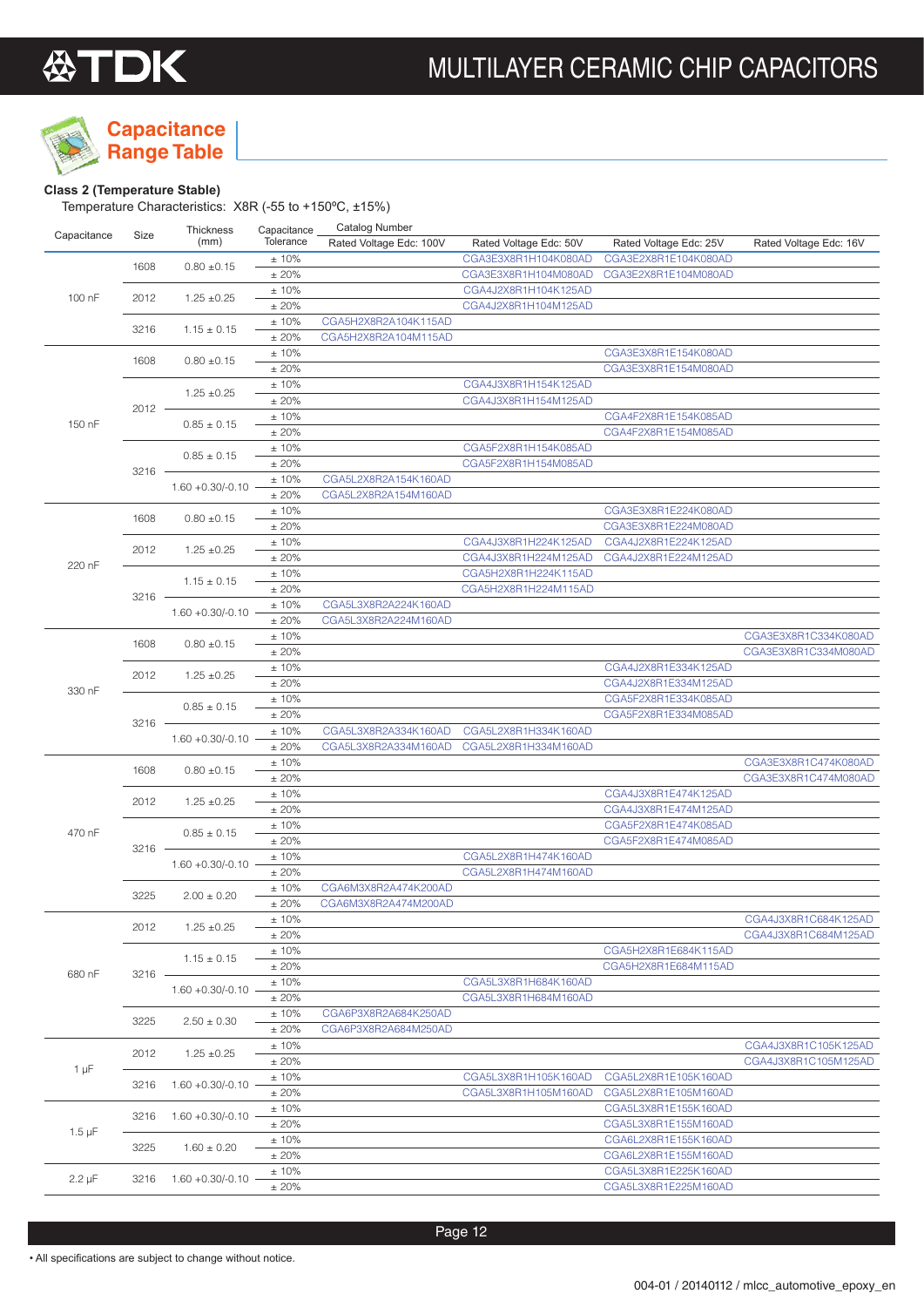## Capacitance Range Table

**Class 2 (Temperature Stable)**

Temperature Characteristics: X8R (-55 to +150ºC, ±15%)

| Capacitance | Size | Thickness (mm) | Capacitance Tolerance | Catalog Number: Rated Voltage Edc: 100V | Rated Voltage Edc: 50V | Rated Voltage Edc: 25V | Rated Voltage Edc: 16V |
|---|---|---|---|---|---|---|---|
| 100 nF | 1608 | 0.80 ±0.15 | ± 10% | | CGA3E3X8R1H104K080AD | CGA3E2X8R1E104K080AD | |
| | | | ± 20% | | CGA3E3X8R1H104M080AD | CGA3E2X8R1E104M080AD | |
| | 2012 | 1.25 ±0.25 | ± 10% | | CGA4J2X8R1H104K125AD | | |
| | | | ± 20% | | CGA4J2X8R1H104M125AD | | |
| | 3216 | 1.15 ±0.15 | ± 10% | CGA5H2X8R2A104K115AD | | | |
| | | | ± 20% | CGA5H2X8R2A104M115AD | | | |
| 150 nF | 1608 | 0.80 ±0.15 | ± 10% | | | CGA3E3X8R1E154K080AD | |
| | | | ± 20% | | | CGA3E3X8R1E154M080AD | |
| | 2012 | 1.25 ±0.25 | ± 10% | | CGA4J3X8R1H154K125AD | | |
| | | | ± 20% | | CGA4J3X8R1H154M125AD | | |
| | | 0.85 ± 0.15 | ± 10% | | | CGA4F2X8R1E154K085AD | |
| | | | ± 20% | | | CGA4F2X8R1E154M085AD | |
| | 3216 | 0.85 ± 0.15 | ± 10% | | CGA5F2X8R1H154K085AD | | |
| | | | ± 20% | | CGA5F2X8R1H154M085AD | | |
| | | 1.60 +0.30/-0.10 | ± 10% | CGA5L2X8R2A154K160AD | | | |
| | | | ± 20% | CGA5L2X8R2A154M160AD | | | |
| 220 nF | 1608 | 0.80 ±0.15 | ± 10% | | | CGA3E3X8R1E224K080AD | |
| | | | ± 20% | | | CGA3E3X8R1E224M080AD | |
| | 2012 | 1.25 ±0.25 | ± 10% | | CGA4J3X8R1H224K125AD | CGA4J2X8R1E224K125AD | |
| | | | ± 20% | | CGA4J3X8R1H224M125AD | CGA4J2X8R1E224M125AD | |
| | 3216 | 1.15 ± 0.15 | ± 10% | | CGA5H2X8R1H224K115AD | | |
| | | | ± 20% | | CGA5H2X8R1H224M115AD | | |
| | | 1.60 +0.30/-0.10 | ± 10% | CGA5L3X8R2A224K160AD | | | |
| | | | ± 20% | CGA5L3X8R2A224M160AD | | | |
| 330 nF | 1608 | 0.80 ±0.15 | ± 10% | | | | CGA3E3X8R1C334K080AD |
| | | | ± 20% | | | | CGA3E3X8R1C334M080AD |
| | 2012 | 1.25 ±0.25 | ± 10% | | | CGA4J2X8R1E334K125AD | |
| | | | ± 20% | | | CGA4J2X8R1E334M125AD | |
| | 3216 | 0.85 ± 0.15 | ± 10% | | | CGA5F2X8R1E334K085AD | |
| | | | ± 20% | | | CGA5F2X8R1E334M085AD | |
| | | 1.60 +0.30/-0.10 | ± 10% | CGA5L3X8R2A334K160AD | CGA5L2X8R1H334K160AD | | |
| | | | ± 20% | CGA5L3X8R2A334M160AD | CGA5L2X8R1H334M160AD | | |
| 470 nF | 1608 | 0.80 ±0.15 | ± 10% | | | | CGA3E3X8R1C474K080AD |
| | | | ± 20% | | | | CGA3E3X8R1C474M080AD |
| | 2012 | 1.25 ±0.25 | ± 10% | | | CGA4J3X8R1E474K125AD | |
| | | | ± 20% | | | CGA4J3X8R1E474M125AD | |
| | 3216 | 0.85 ± 0.15 | ± 10% | | | CGA5F2X8R1E474K085AD | |
| | | | ± 20% | | | CGA5F2X8R1E474M085AD | |
| | | 1.60 +0.30/-0.10 | ± 10% | | CGA5L2X8R1H474K160AD | | |
| | | | ± 20% | | CGA5L2X8R1H474M160AD | | |
| | 3225 | 2.00 ± 0.20 | ± 10% | CGA6M3X8R2A474K200AD | | | |
| | | | ± 20% | CGA6M3X8R2A474M200AD | | | |
| 680 nF | 2012 | 1.25 ±0.25 | ± 10% | | | | CGA4J3X8R1C684K125AD |
| | | | ± 20% | | | | CGA4J3X8R1C684M125AD |
| | 3216 | 1.15 ± 0.15 | ± 10% | | | CGA5H2X8R1E684K115AD | |
| | | | ± 20% | | | CGA5H2X8R1E684M115AD | |
| | | 1.60 +0.30/-0.10 | ± 10% | | CGA5L3X8R1H684K160AD | | |
| | | | ± 20% | | CGA5L3X8R1H684M160AD | | |
| | 3225 | 2.50 ± 0.30 | ± 10% | CGA6P3X8R2A684K250AD | | | |
| | | | ± 20% | CGA6P3X8R2A684M250AD | | | |
| 1 µF | 2012 | 1.25 ±0.25 | ± 10% | | | | CGA4J3X8R1C105K125AD |
| | | | ± 20% | | | | CGA4J3X8R1C105M125AD |
| | 3216 | 1.60 +0.30/-0.10 | ± 10% | | CGA5L3X8R1H105K160AD | CGA5L2X8R1E105K160AD | |
| | | | ± 20% | | CGA5L3X8R1H105M160AD | CGA5L2X8R1E105M160AD | |
| 1.5 µF | 3216 | 1.60 +0.30/-0.10 | ± 10% | | | CGA5L3X8R1E155K160AD | |
| | | | ± 20% | | | CGA5L3X8R1E155M160AD | |
| | 3225 | 1.60 ± 0.20 | ± 10% | | | CGA6L2X8R1E155K160AD | |
| | | | ± 20% | | | CGA6L2X8R1E155M160AD | |
| 2.2 µF | 3216 | 1.60 +0.30/-0.10 | ± 10% | | | CGA5L3X8R1E225K160AD | |
| | | | ± 20% | | | CGA5L3X8R1E225M160AD | |

• All specifications are subject to change without notice.

004-01 / 20140112 / mlcc_automotive_epoxy_en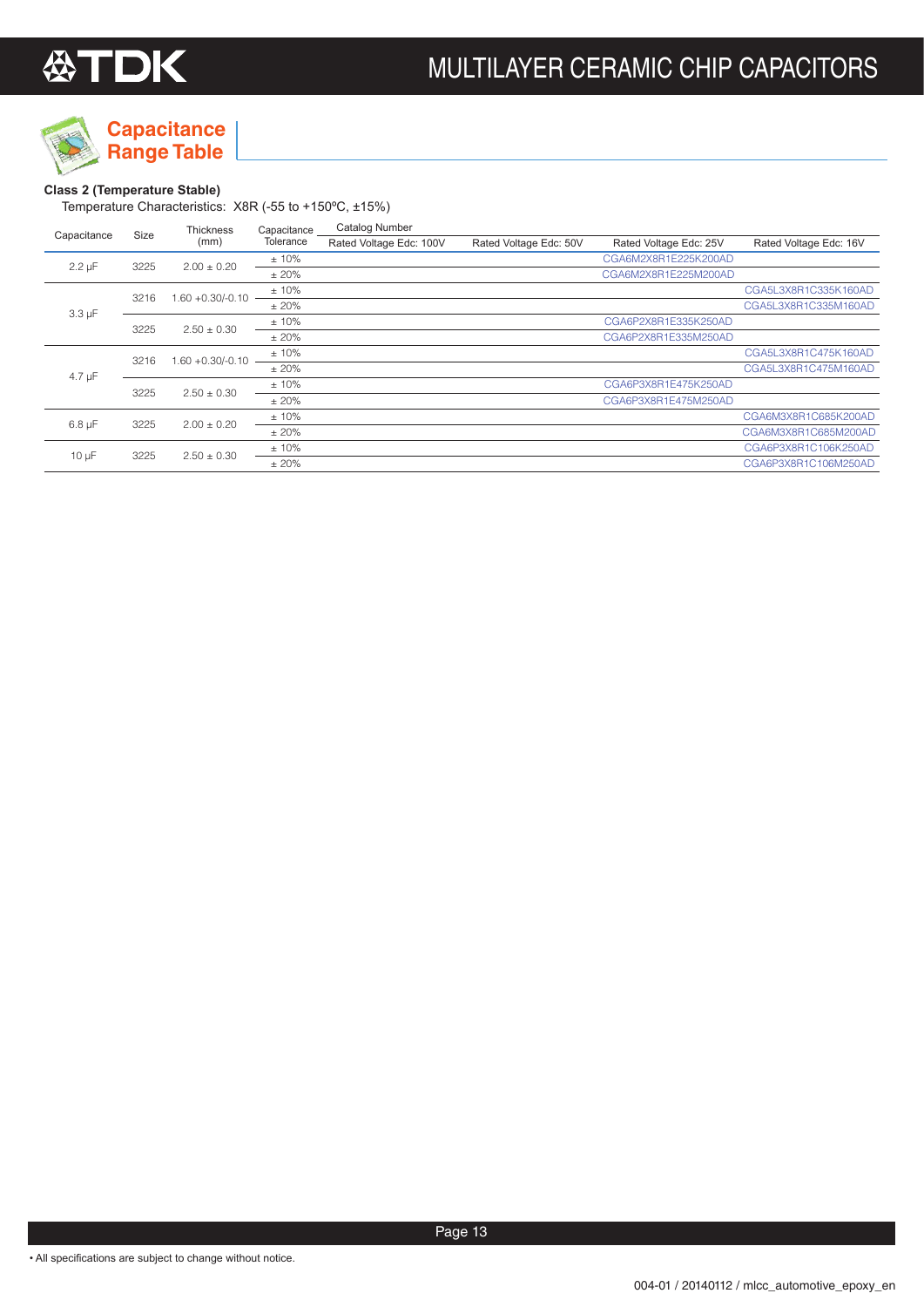## Capacitance Range Table

**Class 2 (Temperature Stable)**

Temperature Characteristics: X8R (-55 to +150ºC, ±15%)

| Capacitance | Size | Thickness (mm) | Capacitance Tolerance | Catalog Number | | | |
|---|---|---|---|---|---|---|---|
| | | | | Rated Voltage Edc: 100V | Rated Voltage Edc: 50V | Rated Voltage Edc: 25V | Rated Voltage Edc: 16V |
| 2.2 µF | 3225 | 2.00 ± 0.20 | ± 10% | | | CGA6M2X8R1E225K200AD | |
| | | | ± 20% | | | CGA6M2X8R1E225M200AD | |
| 3.3 µF | 3216 | 1.60 +0.30/-0.10 | ± 10% | | | | CGA5L3X8R1C335K160AD |
| | | | ± 20% | | | | CGA5L3X8R1C335M160AD |
| | 3225 | 2.50 ± 0.30 | ± 10% | | | CGA6P2X8R1E335K250AD | |
| | | | ± 20% | | | CGA6P2X8R1E335M250AD | |
| 4.7 µF | 3216 | 1.60 +0.30/-0.10 | ± 10% | | | | CGA5L3X8R1C475K160AD |
| | | | ± 20% | | | | CGA5L3X8R1C475M160AD |
| | 3225 | 2.50 ± 0.30 | ± 10% | | | CGA6P3X8R1E475K250AD | |
| | | | ± 20% | | | CGA6P3X8R1E475M250AD | |
| 6.8 µF | 3225 | 2.00 ± 0.20 | ± 10% | | | | CGA6M3X8R1C685K200AD |
| | | | ± 20% | | | | CGA6M3X8R1C685M200AD |
| 10 µF | 3225 | 2.50 ± 0.30 | ± 10% | | | | CGA6P3X8R1C106K250AD |
| | | | ± 20% | | | | CGA6P3X8R1C106M250AD |

• All specifications are subject to change without notice.

004-01 / 20140112 / mlcc_automotive_epoxy_en